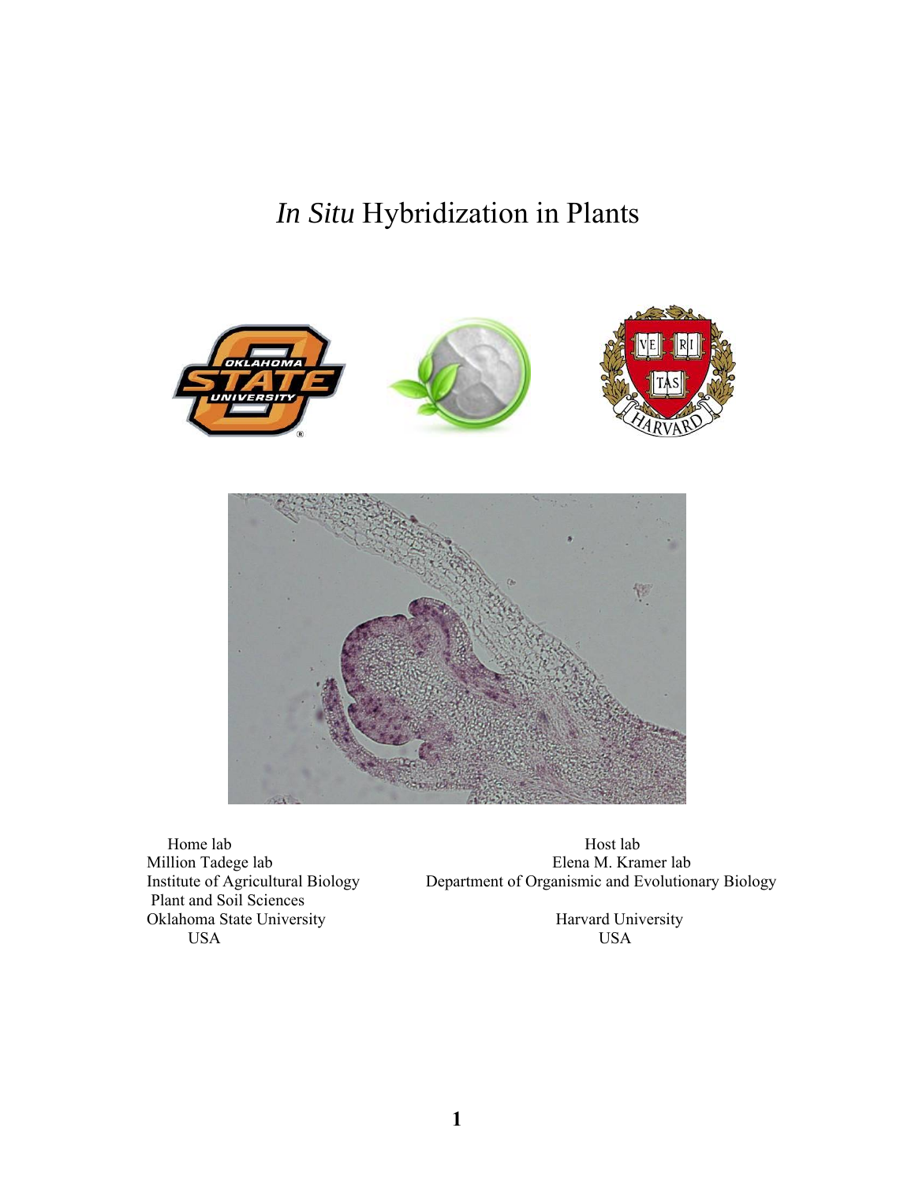# *In Situ* Hybridization in Plants

Home lab
Million Tadege lab
Institute of Agricultural Biology
Plant and Soil Sciences
Oklahoma State University
USA

Host lab
Elena M. Kramer lab
Department of Organismic and Evolutionary Biology
Harvard University
USA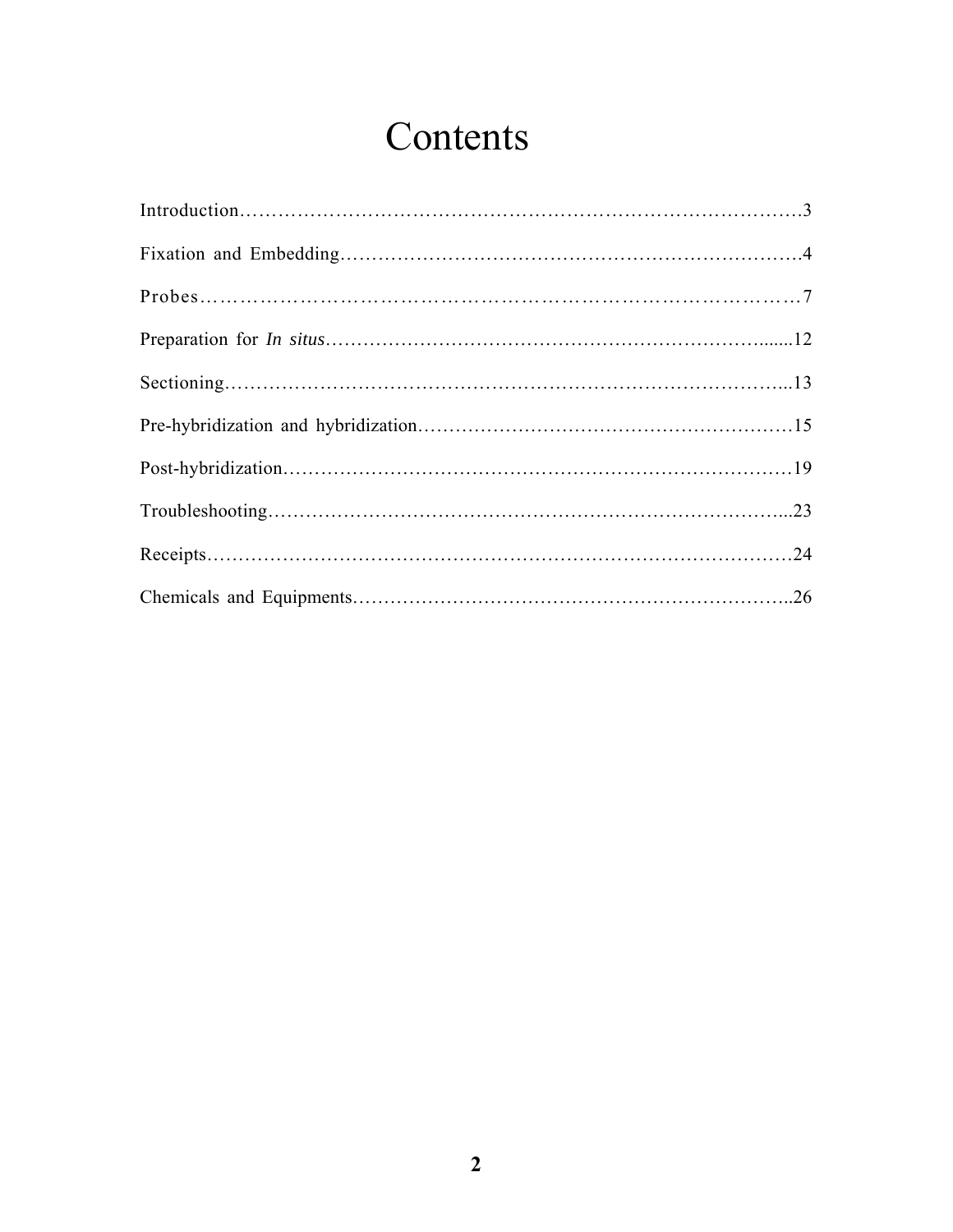# Contents

Introduction……………………………………………………………………………….3

Fixation and Embedding………………………………………………………………….4

Probes………………………………………………………………………………………7

Preparation for *In situs*……………………………………………………………….......12

Sectioning…………………………………………………………………………………...13

Pre-hybridization and hybridization…………………………………………………………15

Post-hybridization……………………………………………………………………………19

Troubleshooting……………………………………………………………………………...23

Receipts………………………………………………………………………………………24

Chemicals and Equipments…………………………………………………………………..26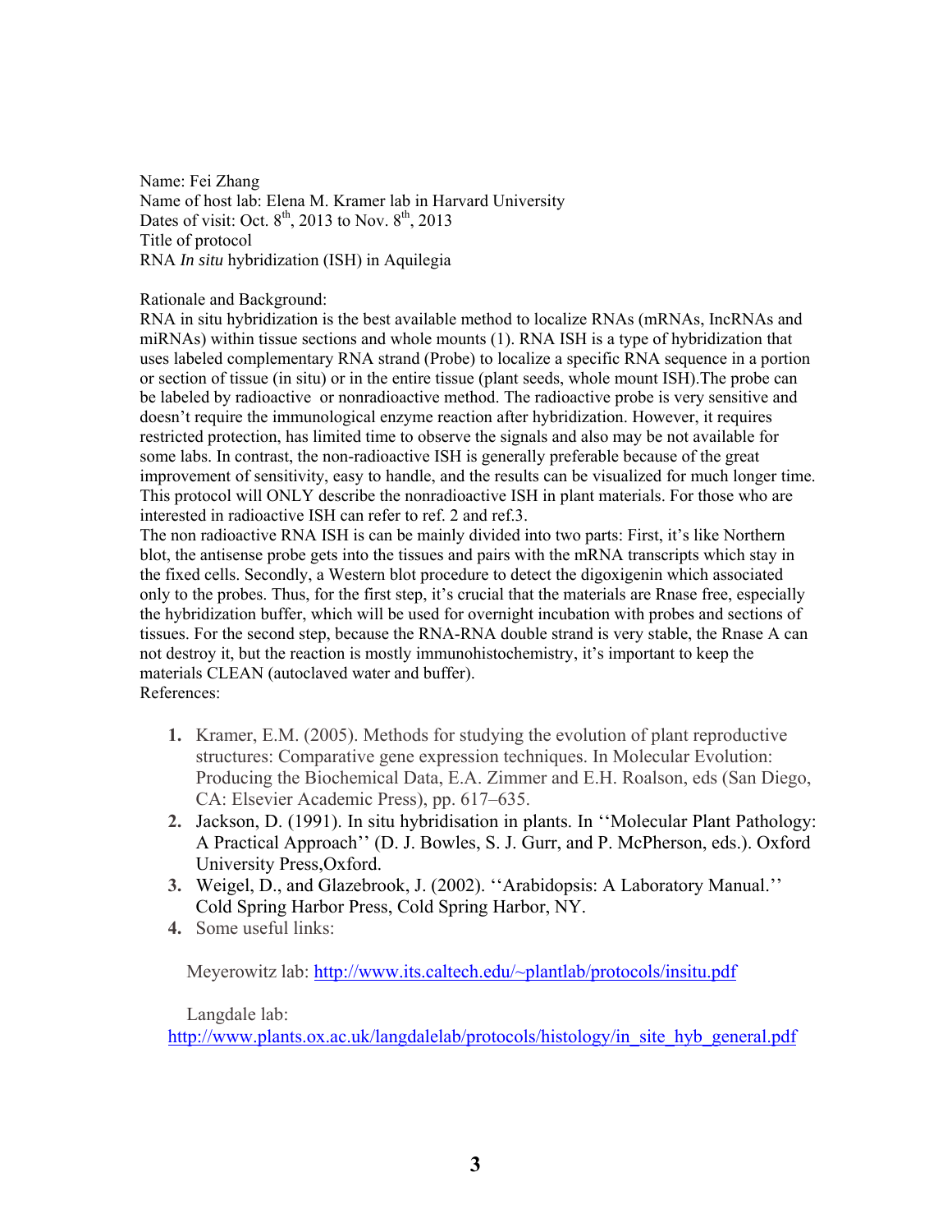Name: Fei Zhang
Name of host lab: Elena M. Kramer lab in Harvard University
Dates of visit: Oct. 8$^{th}$, 2013 to Nov. 8$^{th}$, 2013
Title of protocol
RNA *In situ* hybridization (ISH) in Aquilegia

Rationale and Background:
RNA in situ hybridization is the best available method to localize RNAs (mRNAs, IncRNAs and miRNAs) within tissue sections and whole mounts (1). RNA ISH is a type of hybridization that uses labeled complementary RNA strand (Probe) to localize a specific RNA sequence in a portion or section of tissue (in situ) or in the entire tissue (plant seeds, whole mount ISH).The probe can be labeled by radioactive  or nonradioactive method. The radioactive probe is very sensitive and doesn't require the immunological enzyme reaction after hybridization. However, it requires restricted protection, has limited time to observe the signals and also may be not available for some labs. In contrast, the non-radioactive ISH is generally preferable because of the great improvement of sensitivity, easy to handle, and the results can be visualized for much longer time. This protocol will ONLY describe the nonradioactive ISH in plant materials. For those who are interested in radioactive ISH can refer to ref. 2 and ref.3.
The non radioactive RNA ISH is can be mainly divided into two parts: First, it's like Northern blot, the antisense probe gets into the tissues and pairs with the mRNA transcripts which stay in the fixed cells. Secondly, a Western blot procedure to detect the digoxigenin which associated only to the probes. Thus, for the first step, it's crucial that the materials are Rnase free, especially the hybridization buffer, which will be used for overnight incubation with probes and sections of tissues. For the second step, because the RNA-RNA double strand is very stable, the Rnase A can not destroy it, but the reaction is mostly immunohistochemistry, it's important to keep the materials CLEAN (autoclaved water and buffer).
References:

1. Kramer, E.M. (2005). Methods for studying the evolution of plant reproductive structures: Comparative gene expression techniques. In Molecular Evolution: Producing the Biochemical Data, E.A. Zimmer and E.H. Roalson, eds (San Diego, CA: Elsevier Academic Press), pp. 617–635.
2. Jackson, D. (1991). In situ hybridisation in plants. In ''Molecular Plant Pathology: A Practical Approach'' (D. J. Bowles, S. J. Gurr, and P. McPherson, eds.). Oxford University Press,Oxford.
3. Weigel, D., and Glazebrook, J. (2002). ''Arabidopsis: A Laboratory Manual.'' Cold Spring Harbor Press, Cold Spring Harbor, NY.
4. Some useful links:

   Meyerowitz lab: http://www.its.caltech.edu/~plantlab/protocols/insitu.pdf

   Langdale lab:
   http://www.plants.ox.ac.uk/langdalelab/protocols/histology/in_site_hyb_general.pdf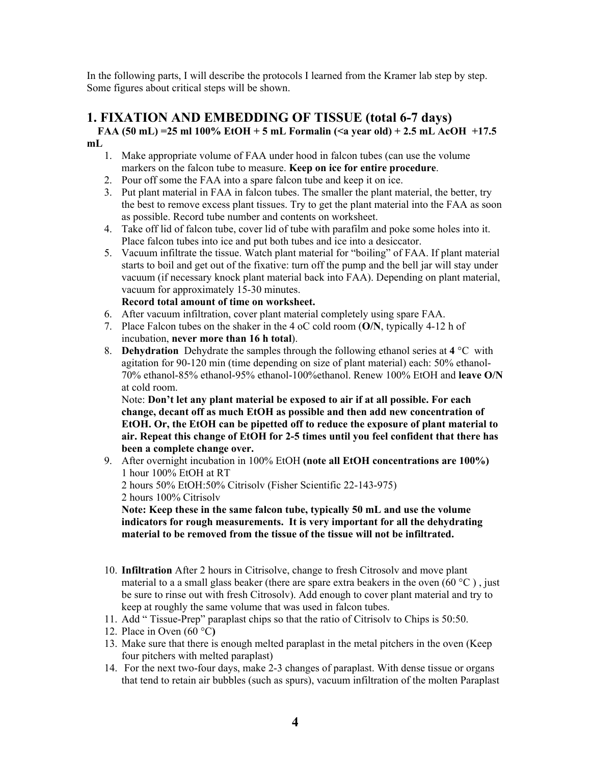In the following parts, I will describe the protocols I learned from the Kramer lab step by step. Some figures about critical steps will be shown.

# 1. FIXATION AND EMBEDDING OF TISSUE (total 6-7 days)

**FAA (50 mL) =25 ml 100% EtOH + 5 mL Formalin (<a year old) + 2.5 mL AcOH +17.5 mL**

1. Make appropriate volume of FAA under hood in falcon tubes (can use the volume markers on the falcon tube to measure. **Keep on ice for entire procedure**.
2. Pour off some the FAA into a spare falcon tube and keep it on ice.
3. Put plant material in FAA in falcon tubes. The smaller the plant material, the better, try the best to remove excess plant tissues. Try to get the plant material into the FAA as soon as possible. Record tube number and contents on worksheet.
4. Take off lid of falcon tube, cover lid of tube with parafilm and poke some holes into it. Place falcon tubes into ice and put both tubes and ice into a desiccator.
5. Vacuum infiltrate the tissue. Watch plant material for "boiling" of FAA. If plant material starts to boil and get out of the fixative: turn off the pump and the bell jar will stay under vacuum (if necessary knock plant material back into FAA). Depending on plant material, vacuum for approximately 15-30 minutes.
   **Record total amount of time on worksheet.**
6. After vacuum infiltration, cover plant material completely using spare FAA.
7. Place Falcon tubes on the shaker in the 4 oC cold room (**O/N**, typically 4-12 h of incubation, **never more than 16 h total**).
8. **Dehydration** Dehydrate the samples through the following ethanol series at **4** °C with agitation for 90-120 min (time depending on size of plant material) each: 50% ethanol-70% ethanol-85% ethanol-95% ethanol-100%ethanol. Renew 100% EtOH and **leave O/N** at cold room.
   Note: **Don't let any plant material be exposed to air if at all possible. For each change, decant off as much EtOH as possible and then add new concentration of EtOH. Or, the EtOH can be pipetted off to reduce the exposure of plant material to air. Repeat this change of EtOH for 2-5 times until you feel confident that there has been a complete change over.**
9. After overnight incubation in 100% EtOH **(note all EtOH concentrations are 100%)**
   1 hour 100% EtOH at RT
   2 hours 50% EtOH:50% Citrisolv (Fisher Scientific 22-143-975)
   2 hours 100% Citrisolv
   **Note: Keep these in the same falcon tube, typically 50 mL and use the volume indicators for rough measurements. It is very important for all the dehydrating material to be removed from the tissue of the tissue will not be infiltrated.**
10. **Infiltration** After 2 hours in Citrisolve, change to fresh Citrosolv and move plant material to a a small glass beaker (there are spare extra beakers in the oven (60 °C ) , just be sure to rinse out with fresh Citrosolv). Add enough to cover plant material and try to keep at roughly the same volume that was used in falcon tubes.
11. Add " Tissue-Prep" paraplast chips so that the ratio of Citrisolv to Chips is 50:50.
12. Place in Oven (60 °C**)**
13. Make sure that there is enough melted paraplast in the metal pitchers in the oven (Keep four pitchers with melted paraplast)
14. For the next two-four days, make 2-3 changes of paraplast. With dense tissue or organs that tend to retain air bubbles (such as spurs), vacuum infiltration of the molten Paraplast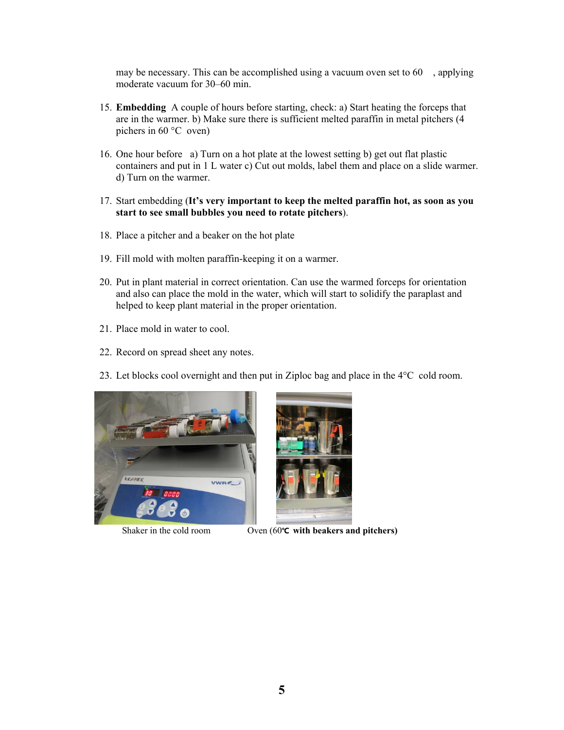may be necessary. This can be accomplished using a vacuum oven set to 60 , applying moderate vacuum for 30–60 min.

15. **Embedding** A couple of hours before starting, check: a) Start heating the forceps that are in the warmer. b) Make sure there is sufficient melted paraffin in metal pitchers (4 pichers in 60 °C oven)

16. One hour before a) Turn on a hot plate at the lowest setting b) get out flat plastic containers and put in 1 L water c) Cut out molds, label them and place on a slide warmer. d) Turn on the warmer.

17. Start embedding (**It's very important to keep the melted paraffin hot, as soon as you start to see small bubbles you need to rotate pitchers**).

18. Place a pitcher and a beaker on the hot plate

19. Fill mold with molten paraffin-keeping it on a warmer.

20. Put in plant material in correct orientation. Can use the warmed forceps for orientation and also can place the mold in the water, which will start to solidify the paraplast and helped to keep plant material in the proper orientation.

21. Place mold in water to cool.

22. Record on spread sheet any notes.

23. Let blocks cool overnight and then put in Ziploc bag and place in the 4°C cold room.

Shaker in the cold room

Oven (60℃ **with beakers and pitchers)**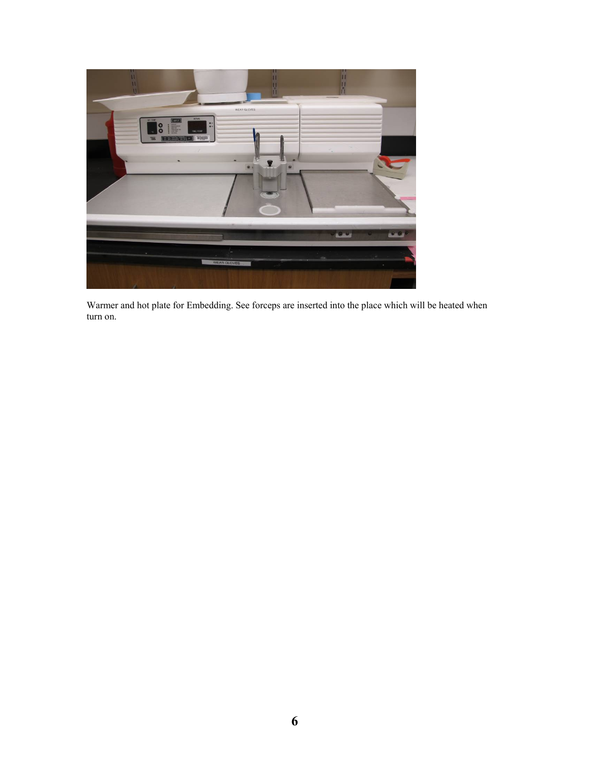Warmer and hot plate for Embedding. See forceps are inserted into the place which will be heated when turn on.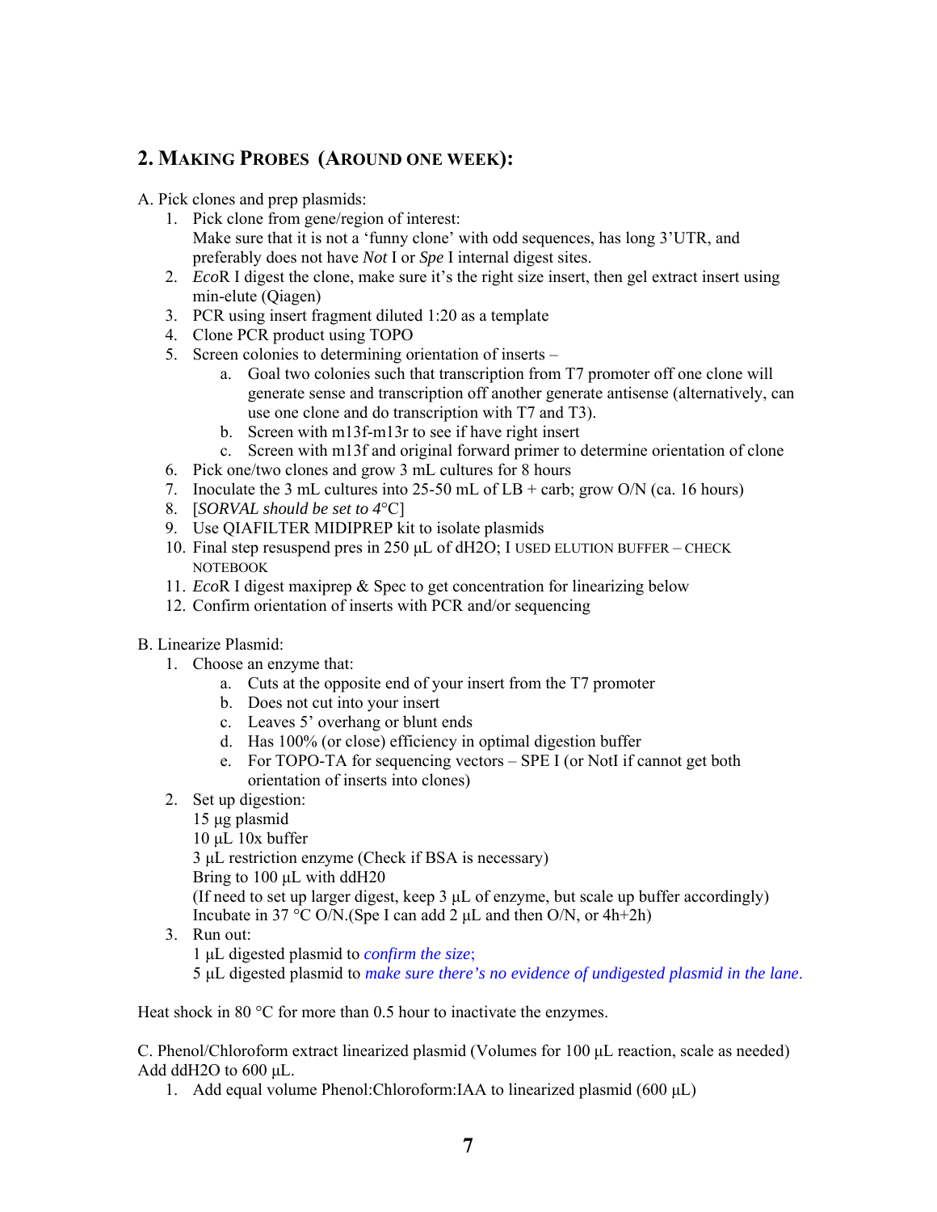## 2. Making Probes (Around one week):

A. Pick clones and prep plasmids:

1. Pick clone from gene/region of interest:
   Make sure that it is not a 'funny clone' with odd sequences, has long 3'UTR, and preferably does not have *Not* I or *Spe* I internal digest sites.
2. *Eco*R I digest the clone, make sure it's the right size insert, then gel extract insert using min-elute (Qiagen)
3. PCR using insert fragment diluted 1:20 as a template
4. Clone PCR product using TOPO
5. Screen colonies to determining orientation of inserts –
   a. Goal two colonies such that transcription from T7 promoter off one clone will generate sense and transcription off another generate antisense (alternatively, can use one clone and do transcription with T7 and T3).
   b. Screen with m13f-m13r to see if have right insert
   c. Screen with m13f and original forward primer to determine orientation of clone
6. Pick one/two clones and grow 3 mL cultures for 8 hours
7. Inoculate the 3 mL cultures into 25-50 mL of LB + carb; grow O/N (ca. 16 hours)
8. [*SORVAL should be set to 4°C*]
9. Use QIAFILTER MIDIPREP kit to isolate plasmids
10. Final step resuspend pres in 250 µL of dH2O; I USED ELUTION BUFFER – CHECK NOTEBOOK
11. *Eco*R I digest maxiprep & Spec to get concentration for linearizing below
12. Confirm orientation of inserts with PCR and/or sequencing

B. Linearize Plasmid:

1. Choose an enzyme that:
   a. Cuts at the opposite end of your insert from the T7 promoter
   b. Does not cut into your insert
   c. Leaves 5' overhang or blunt ends
   d. Has 100% (or close) efficiency in optimal digestion buffer
   e. For TOPO-TA for sequencing vectors – SPE I (or NotI if cannot get both orientation of inserts into clones)
2. Set up digestion:
   15 µg plasmid
   10 µL 10x buffer
   3 µL restriction enzyme (Check if BSA is necessary)
   Bring to 100 µL with ddH20
   (If need to set up larger digest, keep 3 µL of enzyme, but scale up buffer accordingly)
   Incubate in 37 °C O/N.(Spe I can add 2 µL and then O/N, or 4h+2h)
3. Run out:
   1 µL digested plasmid to *confirm the size;*
   5 µL digested plasmid to *make sure there's no evidence of undigested plasmid in the lane.*

Heat shock in 80 °C for more than 0.5 hour to inactivate the enzymes.

C. Phenol/Chloroform extract linearized plasmid (Volumes for 100 µL reaction, scale as needed)
Add ddH2O to 600 µL.

1. Add equal volume Phenol:Chloroform:IAA to linearized plasmid (600 µL)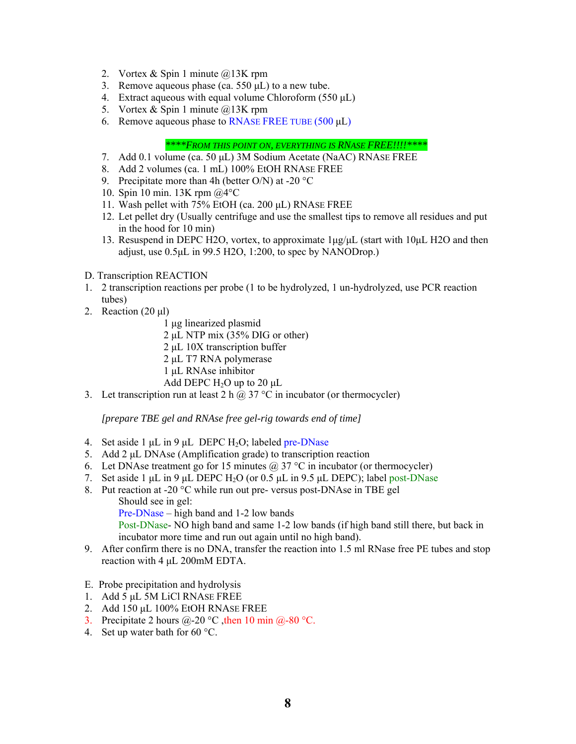2. Vortex & Spin 1 minute @13K rpm
3. Remove aqueous phase (ca. 550 µL) to a new tube.
4. Extract aqueous with equal volume Chloroform (550 µL)
5. Vortex & Spin 1 minute @13K rpm
6. Remove aqueous phase to RNASE FREE TUBE (500 µL)

*\*\*\*\*FROM THIS POINT ON, EVERYTHING IS RNASE FREE!!!!\*\*\*\**

7. Add 0.1 volume (ca. 50 µL) 3M Sodium Acetate (NaAC) RNASE FREE
8. Add 2 volumes (ca. 1 mL) 100% EtOH RNASE FREE
9. Precipitate more than 4h (better O/N) at -20 °C
10. Spin 10 min. 13K rpm @4°C
11. Wash pellet with 75% EtOH (ca. 200 µL) RNASE FREE
12. Let pellet dry (Usually centrifuge and use the smallest tips to remove all residues and put in the hood for 10 min)
13. Resuspend in DEPC H2O, vortex, to approximate 1µg/µL (start with 10µL H2O and then adjust, use 0.5µL in 99.5 H2O, 1:200, to spec by NANODrop.)

D. Transcription REACTION

1. 2 transcription reactions per probe (1 to be hydrolyzed, 1 un-hydrolyzed, use PCR reaction tubes)
2. Reaction (20 µl)
   - 1 µg linearized plasmid
   - 2 µL NTP mix (35% DIG or other)
   - 2 µL 10X transcription buffer
   - 2 µL T7 RNA polymerase
   - 1 µL RNAse inhibitor
   - Add DEPC $H_2O$ up to 20 µL
3. Let transcription run at least 2 h @ 37 °C in incubator (or thermocycler)

   *[prepare TBE gel and RNAse free gel-rig towards end of time]*

4. Set aside 1 µL in 9 µL DEPC $H_2O$; labeled pre-DNase
5. Add 2 µL DNAse (Amplification grade) to transcription reaction
6. Let DNAse treatment go for 15 minutes @ 37 °C in incubator (or thermocycler)
7. Set aside 1 µL in 9 µL DEPC $H_2O$ (or 0.5 µL in 9.5 µL DEPC); label post-DNase
8. Put reaction at -20 °C while run out pre- versus post-DNAse in TBE gel
   Should see in gel:
   Pre-DNase – high band and 1-2 low bands
   Post-DNase- NO high band and same 1-2 low bands (if high band still there, but back in incubator more time and run out again until no high band).
9. After confirm there is no DNA, transfer the reaction into 1.5 ml RNase free PE tubes and stop reaction with 4 µL 200mM EDTA.

E. Probe precipitation and hydrolysis

1. Add 5 µL 5M LiCl RNASE FREE
2. Add 150 µL 100% EtOH RNASE FREE
3. Precipitate 2 hours @-20 °C ,then 10 min @-80 °C.
4. Set up water bath for 60 °C.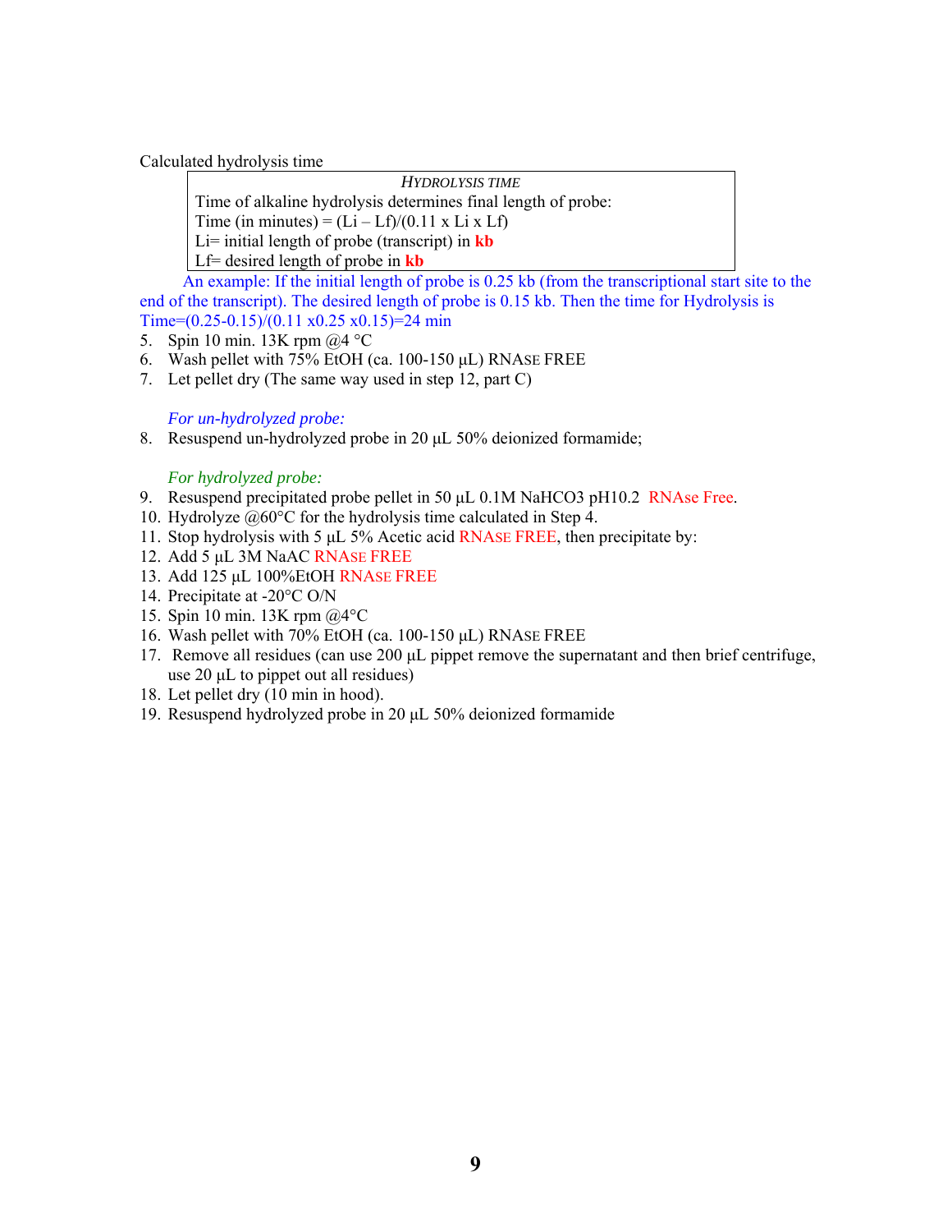Calculated hydrolysis time

> *HYDROLYSIS TIME*
>
> Time of alkaline hydrolysis determines final length of probe:
> Time (in minutes) = (Li – Lf)/(0.11 x Li x Lf)
> Li= initial length of probe (transcript) in **kb**
> Lf= desired length of probe in **kb**

An example: If the initial length of probe is 0.25 kb (from the transcriptional start site to the end of the transcript). The desired length of probe is 0.15 kb. Then the time for Hydrolysis is Time=(0.25-0.15)/(0.11 x0.25 x0.15)=24 min

5. Spin 10 min. 13K rpm @4 °C
6. Wash pellet with 75% EtOH (ca. 100-150 µL) RNASE FREE
7. Let pellet dry (The same way used in step 12, part C)

*For un-hydrolyzed probe:*

8. Resuspend un-hydrolyzed probe in 20 µL 50% deionized formamide;

*For hydrolyzed probe:*

9. Resuspend precipitated probe pellet in 50 µL 0.1M $NaHCO_3$ pH10.2 RNAse Free.
10. Hydrolyze @60°C for the hydrolysis time calculated in Step 4.
11. Stop hydrolysis with 5 µL 5% Acetic acid RNASE FREE, then precipitate by:
12. Add 5 µL 3M NaAC RNASE FREE
13. Add 125 µL 100%EtOH RNASE FREE
14. Precipitate at -20°C O/N
15. Spin 10 min. 13K rpm @4°C
16. Wash pellet with 70% EtOH (ca. 100-150 µL) RNASE FREE
17. Remove all residues (can use 200 µL pippet remove the supernatant and then brief centrifuge, use 20 µL to pippet out all residues)
18. Let pellet dry (10 min in hood).
19. Resuspend hydrolyzed probe in 20 µL 50% deionized formamide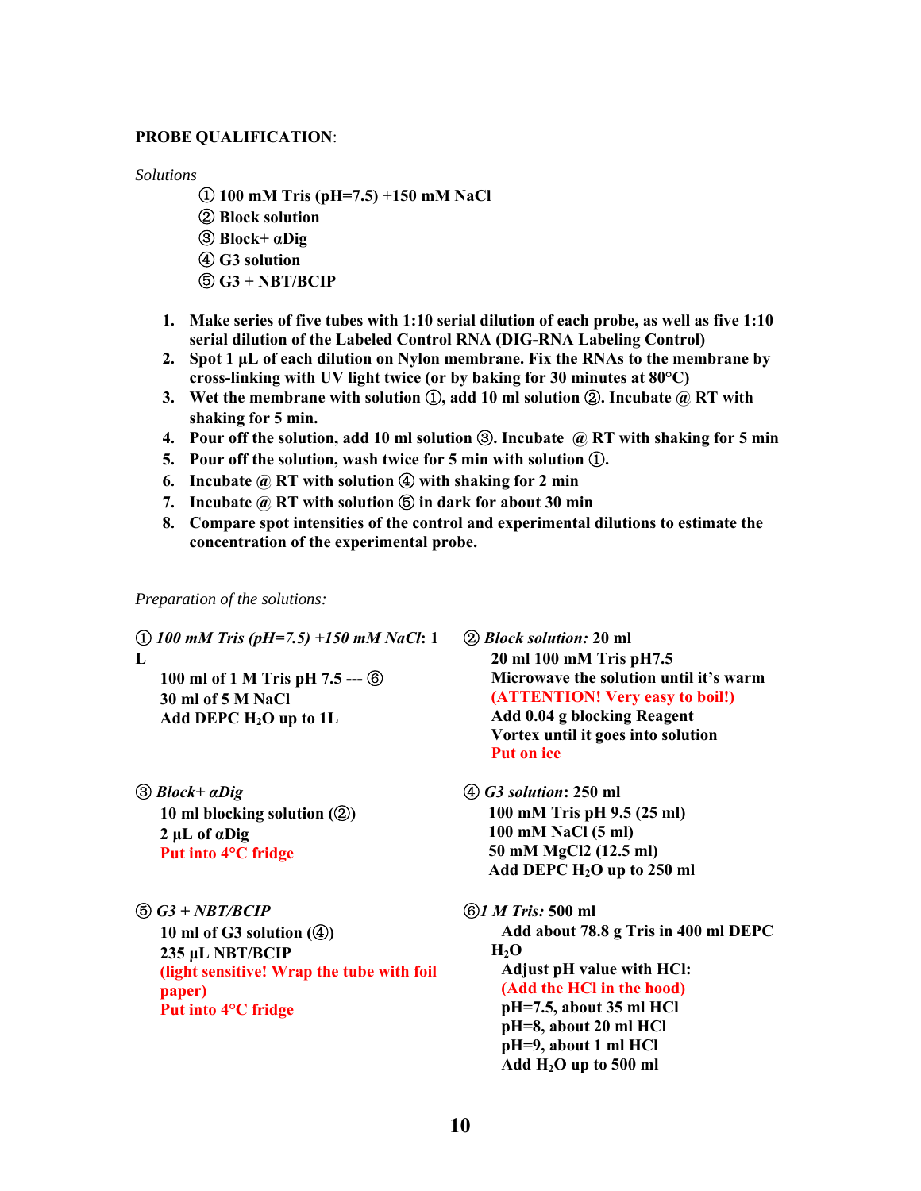**PROBE QUALIFICATION**:

*Solutions*

① **100 mM Tris (pH=7.5) +150 mM NaCl**
② **Block solution**
③ **Block+ αDig**
④ **G3 solution**
⑤ **G3 + NBT/BCIP**

1. **Make series of five tubes with 1:10 serial dilution of each probe, as well as five 1:10 serial dilution of the Labeled Control RNA (DIG-RNA Labeling Control)**
2. **Spot 1 µL of each dilution on Nylon membrane. Fix the RNAs to the membrane by cross-linking with UV light twice (or by baking for 30 minutes at 80°C)**
3. **Wet the membrane with solution ①, add 10 ml solution ②. Incubate @ RT with shaking for 5 min.**
4. **Pour off the solution, add 10 ml solution ③. Incubate @ RT with shaking for 5 min**
5. **Pour off the solution, wash twice for 5 min with solution ①.**
6. **Incubate @ RT with solution ④ with shaking for 2 min**
7. **Incubate @ RT with solution ⑤ in dark for about 30 min**
8. **Compare spot intensities of the control and experimental dilutions to estimate the concentration of the experimental probe.**

*Preparation of the solutions:*

① ***100 mM Tris (pH=7.5) +150 mM NaCl*: 1 L**
- **100 ml of 1 M Tris pH 7.5 --- ⑥**
- **30 ml of 5 M NaCl**
- **Add DEPC $H_2O$ up to 1L**

② ***Block solution:* 20 ml**
- **20 ml 100 mM Tris pH7.5**
- **Microwave the solution until it's warm**
- **(ATTENTION! Very easy to boil!)**
- **Add 0.04 g blocking Reagent**
- **Vortex until it goes into solution**
- **Put on ice**

③ ***Block+ αDig***
- **10 ml blocking solution (②)**
- **2 µL of αDig**
- **Put into 4°C fridge**

④ ***G3 solution*: 250 ml**
- **100 mM Tris pH 9.5 (25 ml)**
- **100 mM NaCl (5 ml)**
- **50 mM MgCl2 (12.5 ml)**
- **Add DEPC $H_2O$ up to 250 ml**

⑤ ***G3 + NBT/BCIP***
- **10 ml of G3 solution (④)**
- **235 µL NBT/BCIP**
- **(light sensitive! Wrap the tube with foil paper)**
- **Put into 4°C fridge**

⑥ ***1 M Tris:* 500 ml**
- **Add about 78.8 g Tris in 400 ml DEPC $H_2O$**
- **Adjust pH value with HCl:**
- **(Add the HCl in the hood)**
- **pH=7.5, about 35 ml HCl**
- **pH=8, about 20 ml HCl**
- **pH=9, about 1 ml HCl**
- **Add $H_2O$ up to 500 ml**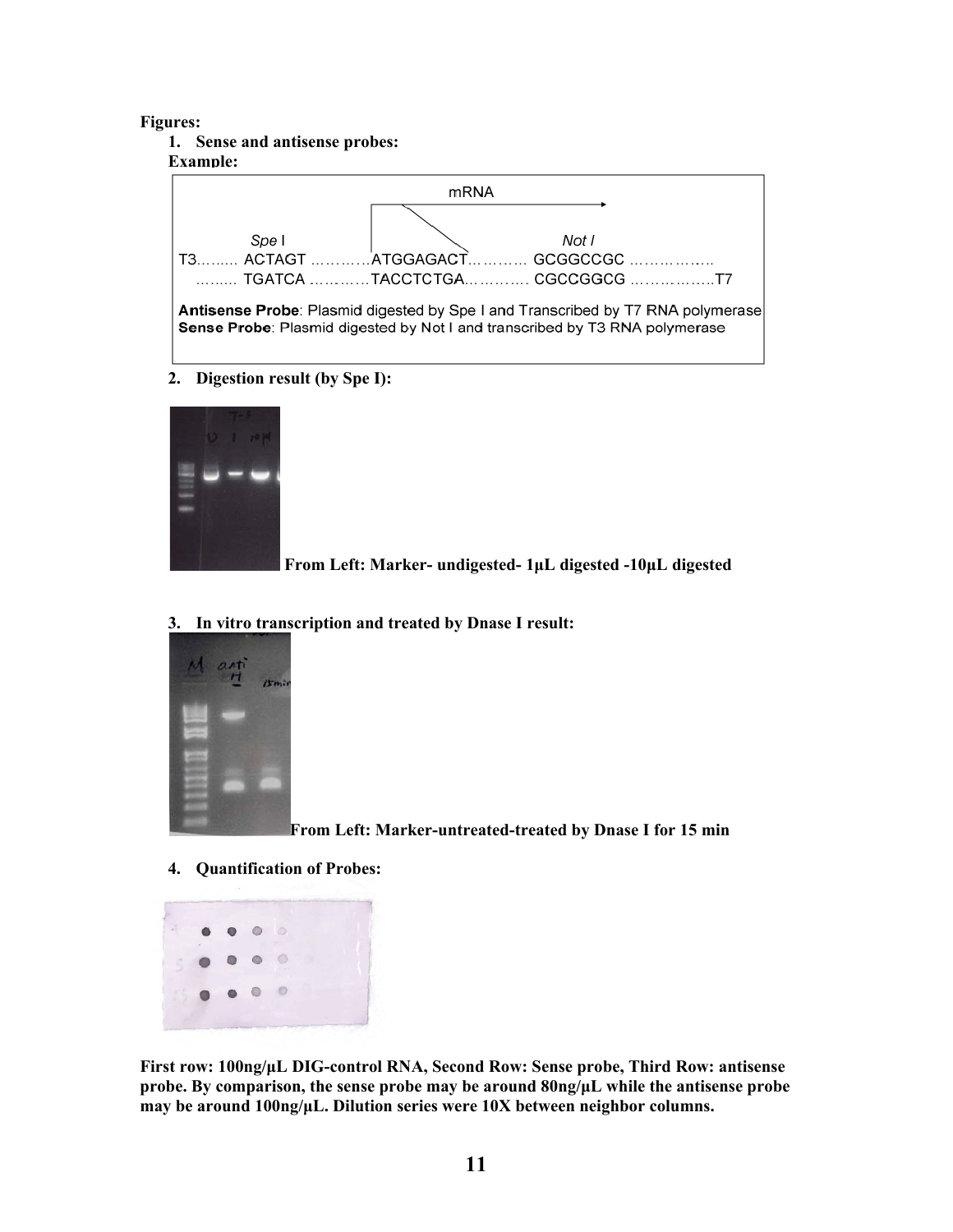**Figures:**

1. **Sense and antisense probes:**

**Example:**

```
                                          mRNA
                                   |‾‾‾‾‾‾‾‾‾‾‾‾‾‾‾‾‾‾‾‾‾‾‾‾‾‾‾‾>
              Spe I                                         Not I
T3……... ACTAGT …………ATGGAGACT………… GCGGCCGC ………………
   ……... TGATCA …………TACCTCTGA…………. CGCCGGCG ………………T7
```

**Antisense Probe**: Plasmid digested by Spe I and Transcribed by T7 RNA polymerase
**Sense Probe**: Plasmid digested by Not I and transcribed by T3 RNA polymerase

2. **Digestion result (by Spe I):**

**From Left: Marker- undigested- 1µL digested -10µL digested**

3. **In vitro transcription and treated by Dnase I result:**

**From Left: Marker-untreated-treated by Dnase I for 15 min**

4. **Quantification of Probes:**

**First row: 100ng/µL DIG-control RNA, Second Row: Sense probe, Third Row: antisense probe. By comparison, the sense probe may be around 80ng/µL while the antisense probe may be around 100ng/µL. Dilution series were 10X between neighbor columns.**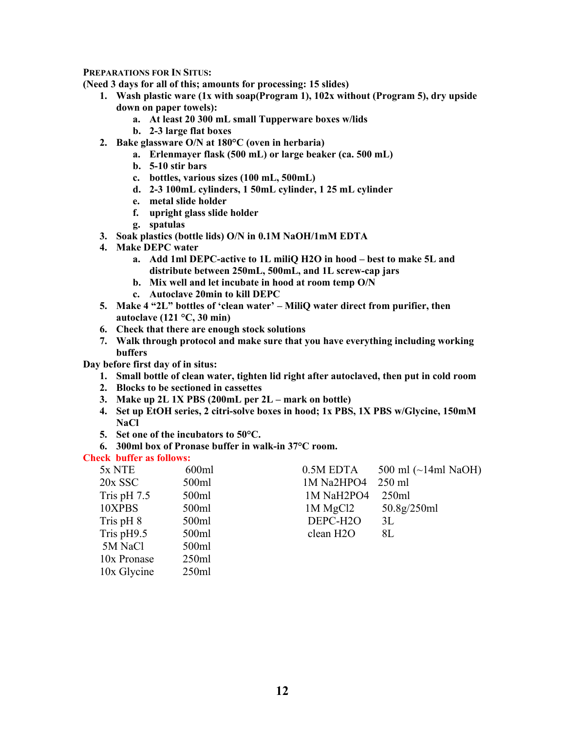**PREPARATIONS FOR IN SITUS:**

**(Need 3 days for all of this; amounts for processing: 15 slides)**

1. **Wash plastic ware (1x with soap(Program 1), 102x without (Program 5), dry upside down on paper towels):**
   a. **At least 20 300 mL small Tupperware boxes w/lids**
   b. **2-3 large flat boxes**
2. **Bake glassware O/N at 180°C (oven in herbaria)**
   a. **Erlenmeyer flask (500 mL) or large beaker (ca. 500 mL)**
   b. **5-10 stir bars**
   c. **bottles, various sizes (100 mL, 500mL)**
   d. **2-3 100mL cylinders, 1 50mL cylinder, 1 25 mL cylinder**
   e. **metal slide holder**
   f. **upright glass slide holder**
   g. **spatulas**
3. **Soak plastics (bottle lids) O/N in 0.1M NaOH/1mM EDTA**
4. **Make DEPC water**
   a. **Add 1ml DEPC-active to 1L miliQ H2O in hood – best to make 5L and distribute between 250mL, 500mL, and 1L screw-cap jars**
   b. **Mix well and let incubate in hood at room temp O/N**
   c. **Autoclave 20min to kill DEPC**
5. **Make 4 "2L" bottles of 'clean water' – MiliQ water direct from purifier, then autoclave (121 °C, 30 min)**
6. **Check that there are enough stock solutions**
7. **Walk through protocol and make sure that you have everything including working buffers**

**Day before first day of in situs:**

1. **Small bottle of clean water, tighten lid right after autoclaved, then put in cold room**
2. **Blocks to be sectioned in cassettes**
3. **Make up 2L 1X PBS (200mL per 2L – mark on bottle)**
4. **Set up EtOH series, 2 citri-solve boxes in hood; 1x PBS, 1X PBS w/Glycine, 150mM NaCl**
5. **Set one of the incubators to 50°C.**
6. **300ml box of Pronase buffer in walk-in 37°C room.**

**Check buffer as follows:**

| | | | |
|---|---|---|---|
| 5x NTE | 600ml | 0.5M EDTA | 500 ml (~14ml NaOH) |
| 20x SSC | 500ml | 1M $Na_2HPO_4$ | 250 ml |
| Tris pH 7.5 | 500ml | 1M $NaH_2PO_4$ | 250ml |
| 10XPBS | 500ml | 1M $MgCl_2$ | 50.8g/250ml |
| Tris pH 8 | 500ml | DEPC-$H_2O$ | 3L |
| Tris pH9.5 | 500ml | clean $H_2O$ | 8L |
| 5M NaCl | 500ml | | |
| 10x Pronase | 250ml | | |
| 10x Glycine | 250ml | | |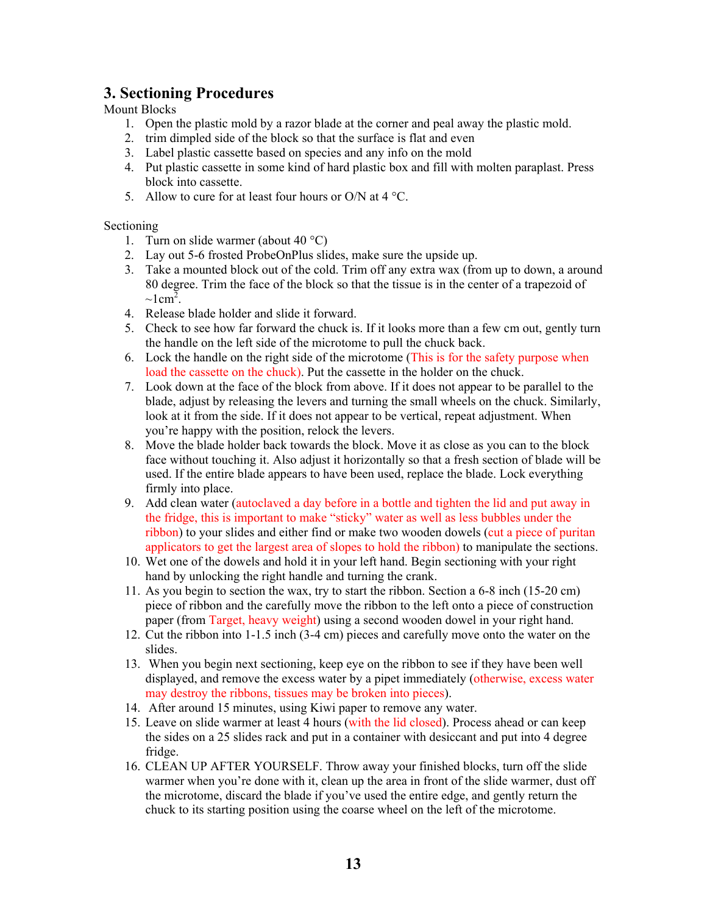## 3. Sectioning Procedures

Mount Blocks

1. Open the plastic mold by a razor blade at the corner and peal away the plastic mold.
2. trim dimpled side of the block so that the surface is flat and even
3. Label plastic cassette based on species and any info on the mold
4. Put plastic cassette in some kind of hard plastic box and fill with molten paraplast. Press block into cassette.
5. Allow to cure for at least four hours or O/N at 4 °C.

Sectioning

1. Turn on slide warmer (about 40 °C)
2. Lay out 5-6 frosted ProbeOnPlus slides, make sure the upside up.
3. Take a mounted block out of the cold. Trim off any extra wax (from up to down, a around 80 degree. Trim the face of the block so that the tissue is in the center of a trapezoid of ~1cm$^2$.
4. Release blade holder and slide it forward.
5. Check to see how far forward the chuck is. If it looks more than a few cm out, gently turn the handle on the left side of the microtome to pull the chuck back.
6. Lock the handle on the right side of the microtome (This is for the safety purpose when load the cassette on the chuck). Put the cassette in the holder on the chuck.
7. Look down at the face of the block from above. If it does not appear to be parallel to the blade, adjust by releasing the levers and turning the small wheels on the chuck. Similarly, look at it from the side. If it does not appear to be vertical, repeat adjustment. When you're happy with the position, relock the levers.
8. Move the blade holder back towards the block. Move it as close as you can to the block face without touching it. Also adjust it horizontally so that a fresh section of blade will be used. If the entire blade appears to have been used, replace the blade. Lock everything firmly into place.
9. Add clean water (autoclaved a day before in a bottle and tighten the lid and put away in the fridge, this is important to make "sticky" water as well as less bubbles under the ribbon) to your slides and either find or make two wooden dowels (cut a piece of puritan applicators to get the largest area of slopes to hold the ribbon) to manipulate the sections.
10. Wet one of the dowels and hold it in your left hand. Begin sectioning with your right hand by unlocking the right handle and turning the crank.
11. As you begin to section the wax, try to start the ribbon. Section a 6-8 inch (15-20 cm) piece of ribbon and the carefully move the ribbon to the left onto a piece of construction paper (from Target, heavy weight) using a second wooden dowel in your right hand.
12. Cut the ribbon into 1-1.5 inch (3-4 cm) pieces and carefully move onto the water on the slides.
13. When you begin next sectioning, keep eye on the ribbon to see if they have been well displayed, and remove the excess water by a pipet immediately (otherwise, excess water may destroy the ribbons, tissues may be broken into pieces).
14. After around 15 minutes, using Kiwi paper to remove any water.
15. Leave on slide warmer at least 4 hours (with the lid closed). Process ahead or can keep the sides on a 25 slides rack and put in a container with desiccant and put into 4 degree fridge.
16. CLEAN UP AFTER YOURSELF. Throw away your finished blocks, turn off the slide warmer when you're done with it, clean up the area in front of the slide warmer, dust off the microtome, discard the blade if you've used the entire edge, and gently return the chuck to its starting position using the coarse wheel on the left of the microtome.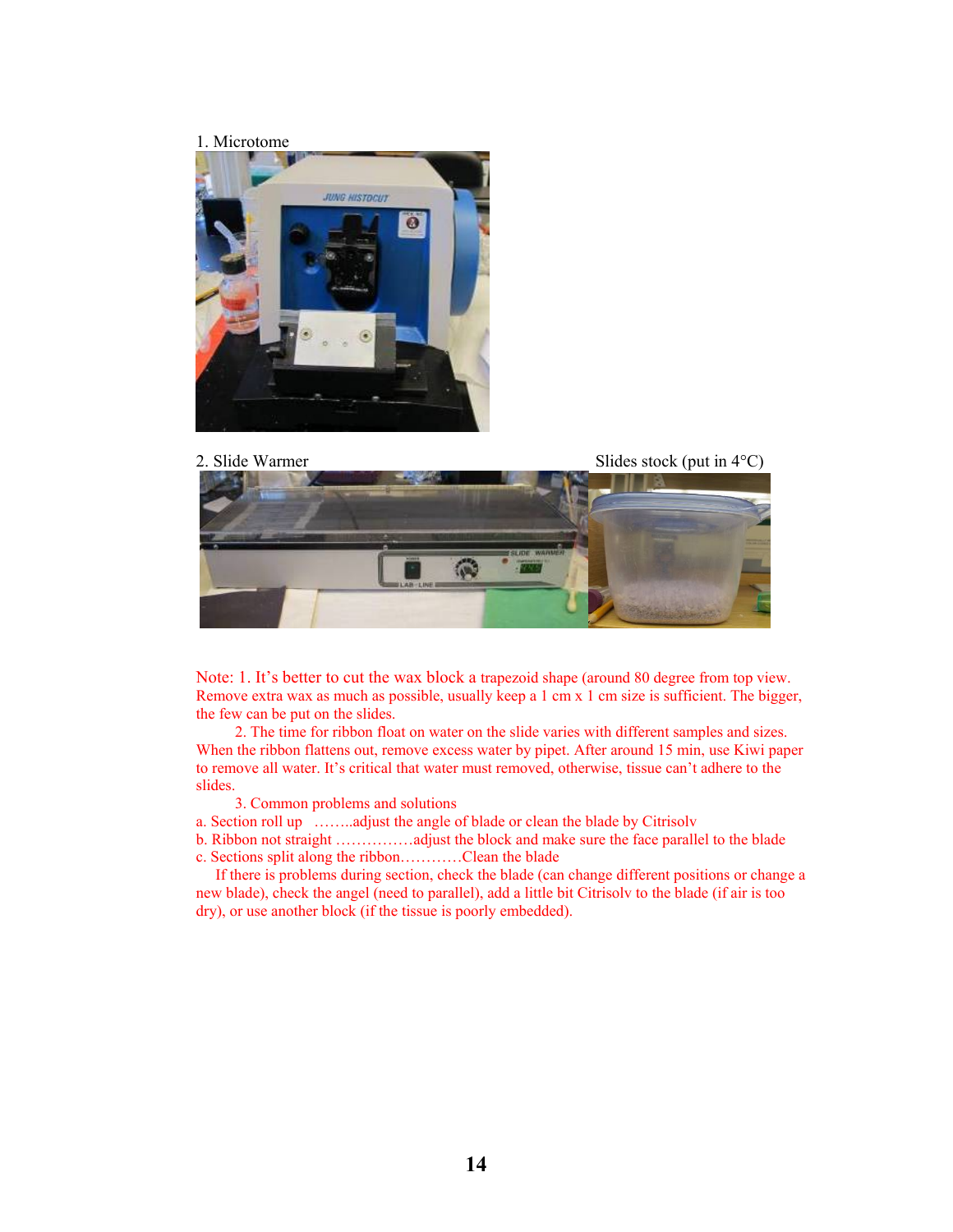1. Microtome

2. Slide Warmer

Slides stock (put in 4°C)

Note: 1. It's better to cut the wax block a trapezoid shape (around 80 degree from top view. Remove extra wax as much as possible, usually keep a 1 cm x 1 cm size is sufficient. The bigger, the few can be put on the slides.

2. The time for ribbon float on water on the slide varies with different samples and sizes. When the ribbon flattens out, remove excess water by pipet. After around 15 min, use Kiwi paper to remove all water. It's critical that water must removed, otherwise, tissue can't adhere to the slides.

3. Common problems and solutions

a. Section roll up ……..adjust the angle of blade or clean the blade by Citrisolv

b. Ribbon not straight ……………adjust the block and make sure the face parallel to the blade

c. Sections split along the ribbon…………Clean the blade

If there is problems during section, check the blade (can change different positions or change a new blade), check the angel (need to parallel), add a little bit Citrisolv to the blade (if air is too dry), or use another block (if the tissue is poorly embedded).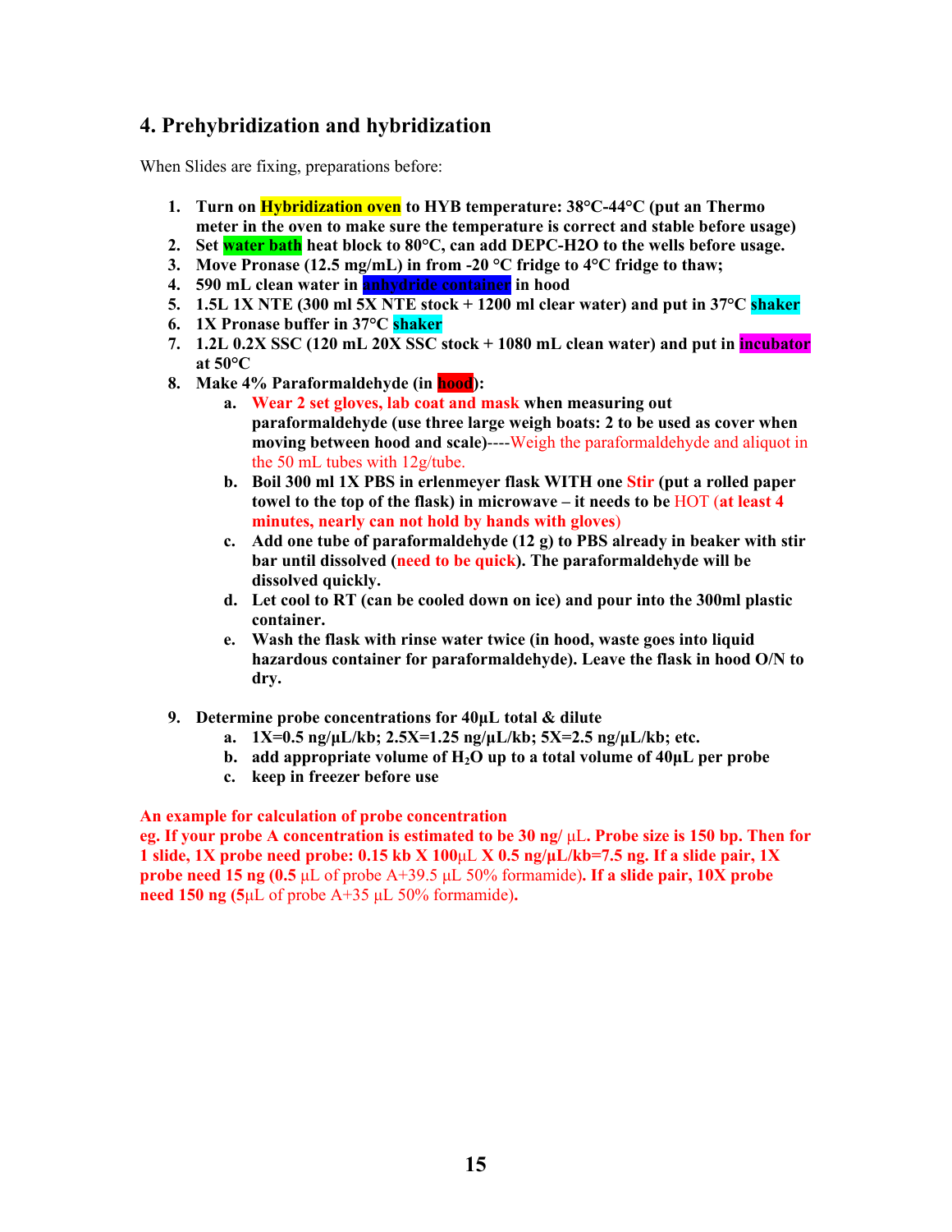## 4. Prehybridization and hybridization

When Slides are fixing, preparations before:

1. **Turn on Hybridization oven to HYB temperature: 38°C-44°C (put an Thermo meter in the oven to make sure the temperature is correct and stable before usage)**
2. **Set water bath heat block to 80°C, can add DEPC-H2O to the wells before usage.**
3. **Move Pronase (12.5 mg/mL) in from -20 °C fridge to 4°C fridge to thaw;**
4. **590 mL clean water in anhydride container in hood**
5. **1.5L 1X NTE (300 ml 5X NTE stock + 1200 ml clear water) and put in 37°C shaker**
6. **1X Pronase buffer in 37°C shaker**
7. **1.2L 0.2X SSC (120 mL 20X SSC stock + 1080 mL clean water) and put in incubator at 50°C**
8. **Make 4% Paraformaldehyde (in hood):**
   a. **Wear 2 set gloves, lab coat and mask when measuring out paraformaldehyde (use three large weigh boats: 2 to be used as cover when moving between hood and scale)**----Weigh the paraformaldehyde and aliquot in the 50 mL tubes with 12g/tube.
   b. **Boil 300 ml 1X PBS in erlenmeyer flask WITH one Stir (put a rolled paper towel to the top of the flask) in microwave – it needs to be** HOT (**at least 4 minutes, nearly can not hold by hands with gloves**)
   c. **Add one tube of paraformaldehyde (12 g) to PBS already in beaker with stir bar until dissolved (need to be quick). The paraformaldehyde will be dissolved quickly.**
   d. **Let cool to RT (can be cooled down on ice) and pour into the 300ml plastic container.**
   e. **Wash the flask with rinse water twice (in hood, waste goes into liquid hazardous container for paraformaldehyde). Leave the flask in hood O/N to dry.**

9. **Determine probe concentrations for 40μL total & dilute**
   a. **1X=0.5 ng/μL/kb; 2.5X=1.25 ng/μL/kb; 5X=2.5 ng/μL/kb; etc.**
   b. **add appropriate volume of $H_2O$ up to a total volume of 40μL per probe**
   c. **keep in freezer before use**

**An example for calculation of probe concentration**

**eg. If your probe A concentration is estimated to be 30 ng/** μL. **Probe size is 150 bp. Then for 1 slide, 1X probe need probe: 0.15 kb X 100**μL **X 0.5 ng/μL/kb=7.5 ng. If a slide pair, 1X probe need 15 ng (0.5** μL of probe A+39.5 μL 50% formamide)**. If a slide pair, 10X probe need 150 ng (5**μL of probe A+35 μL 50% formamide)**.**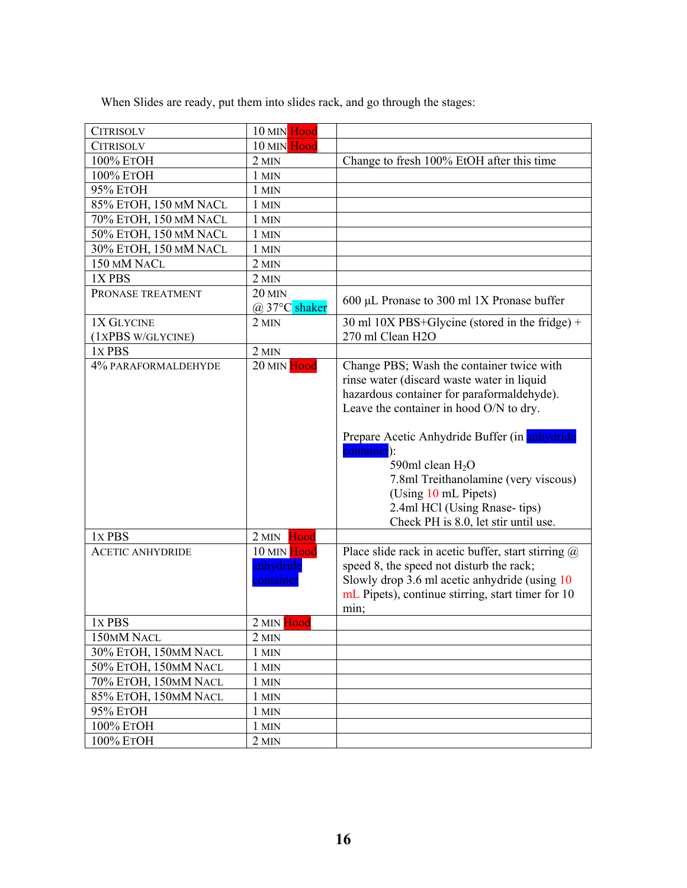When Slides are ready, put them into slides rack, and go through the stages:

| | | |
|---|---|---|
| CITRISOLV | 10 MIN Hood | |
| CITRISOLV | 10 MIN Hood | |
| 100% ETOH | 2 MIN | Change to fresh 100% EtOH after this time |
| 100% ETOH | 1 MIN | |
| 95% ETOH | 1 MIN | |
| 85% ETOH, 150 MM NACL | 1 MIN | |
| 70% ETOH, 150 MM NACL | 1 MIN | |
| 50% ETOH, 150 MM NACL | 1 MIN | |
| 30% ETOH, 150 MM NACL | 1 MIN | |
| 150 MM NACL | 2 MIN | |
| 1X PBS | 2 MIN | |
| PRONASE TREATMENT | 20 MIN @ 37°C shaker | 600 µL Pronase to 300 ml 1X Pronase buffer |
| 1X GLYCINE (1XPBS W/GLYCINE) | 2 MIN | 30 ml 10X PBS+Glycine (stored in the fridge) + 270 ml Clean H2O |
| 1X PBS | 2 MIN | |
| 4% PARAFORMALDEHYDE | 20 MIN Hood | Change PBS; Wash the container twice with rinse water (discard waste water in liquid hazardous container for paraformaldehyde). Leave the container in hood O/N to dry.<br><br>Prepare Acetic Anhydride Buffer (in anhydride container):<br>590ml clean $H_2O$<br>7.8ml Treithanolamine (very viscous) (Using 10 mL Pipets)<br>2.4ml HCl (Using Rnase- tips)<br>Check PH is 8.0, let stir until use. |
| 1X PBS | 2 MIN Hood | |
| ACETIC ANHYDRIDE | 10 MIN Hood anhydride container | Place slide rack in acetic buffer, start stirring @ speed 8, the speed not disturb the rack; Slowly drop 3.6 ml acetic anhydride (using 10 mL Pipets), continue stirring, start timer for 10 min; |
| 1X PBS | 2 MIN Hood | |
| 150MM NACL | 2 MIN | |
| 30% ETOH, 150MM NACL | 1 MIN | |
| 50% ETOH, 150MM NACL | 1 MIN | |
| 70% ETOH, 150MM NACL | 1 MIN | |
| 85% ETOH, 150MM NACL | 1 MIN | |
| 95% ETOH | 1 MIN | |
| 100% ETOH | 1 MIN | |
| 100% ETOH | 2 MIN | |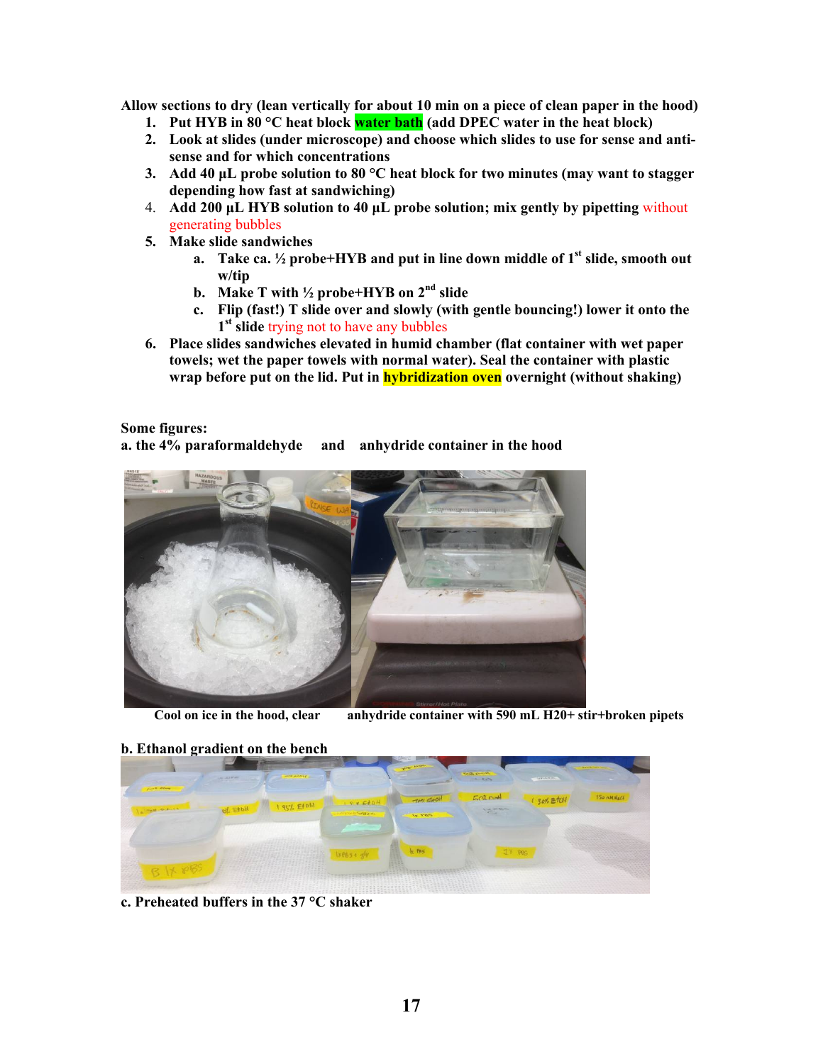**Allow sections to dry (lean vertically for about 10 min on a piece of clean paper in the hood)**

1. **Put HYB in 80 °C heat block water bath (add DPEC water in the heat block)**
2. **Look at slides (under microscope) and choose which slides to use for sense and anti-sense and for which concentrations**
3. **Add 40 µL probe solution to 80 °C heat block for two minutes (may want to stagger depending how fast at sandwiching)**
4. **Add 200 µL HYB solution to 40 µL probe solution; mix gently by pipetting** without generating bubbles
5. **Make slide sandwiches**
   a. **Take ca. ½ probe+HYB and put in line down middle of 1st slide, smooth out w/tip**
   b. **Make T with ½ probe+HYB on 2nd slide**
   c. **Flip (fast!) T slide over and slowly (with gentle bouncing!) lower it onto the 1st slide** trying not to have any bubbles
6. **Place slides sandwiches elevated in humid chamber (flat container with wet paper towels; wet the paper towels with normal water). Seal the container with plastic wrap before put on the lid. Put in hybridization oven overnight (without shaking)**

**Some figures:**

**a. the 4% paraformaldehyde and anhydride container in the hood**

**Cool on ice in the hood, clear** **anhydride container with 590 mL H20+ stir+broken pipets**

**b. Ethanol gradient on the bench**

**c. Preheated buffers in the 37 °C shaker**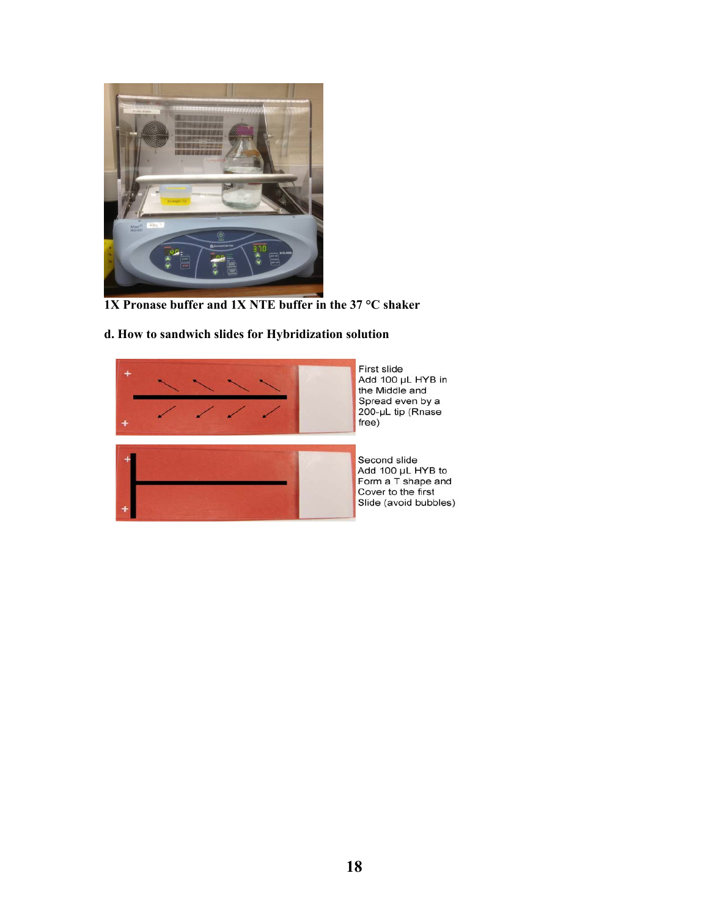**1X Pronase buffer and 1X NTE buffer in the 37 °C shaker**

**d. How to sandwich slides for Hybridization solution**

First slide
Add 100 μL HYB in the Middle and Spread even by a 200-μL tip (Rnase free)

Second slide
Add 100 μL HYB to Form a T shape and Cover to the first Slide (avoid bubbles)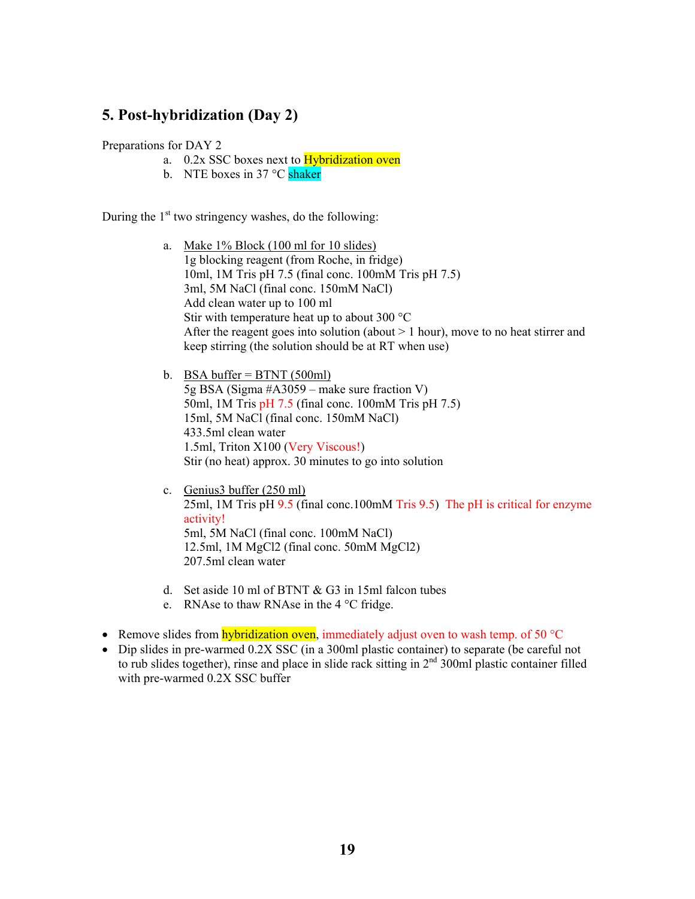## 5. Post-hybridization (Day 2)

Preparations for DAY 2

a. 0.2x SSC boxes next to Hybridization oven
b. NTE boxes in 37 °C shaker

During the 1st two stringency washes, do the following:

a. Make 1% Block (100 ml for 10 slides)
   1g blocking reagent (from Roche, in fridge)
   10ml, 1M Tris pH 7.5 (final conc. 100mM Tris pH 7.5)
   3ml, 5M NaCl (final conc. 150mM NaCl)
   Add clean water up to 100 ml
   Stir with temperature heat up to about 300 °C
   After the reagent goes into solution (about > 1 hour), move to no heat stirrer and keep stirring (the solution should be at RT when use)

b. BSA buffer = BTNT (500ml)
   5g BSA (Sigma #A3059 – make sure fraction V)
   50ml, 1M Tris pH 7.5 (final conc. 100mM Tris pH 7.5)
   15ml, 5M NaCl (final conc. 150mM NaCl)
   433.5ml clean water
   1.5ml, Triton X100 (Very Viscous!)
   Stir (no heat) approx. 30 minutes to go into solution

c. Genius3 buffer (250 ml)
   25ml, 1M Tris pH 9.5 (final conc.100mM Tris 9.5) The pH is critical for enzyme activity!
   5ml, 5M NaCl (final conc. 100mM NaCl)
   12.5ml, 1M $MgCl_2$ (final conc. 50mM $MgCl_2$)
   207.5ml clean water

d. Set aside 10 ml of BTNT & G3 in 15ml falcon tubes
e. RNAse to thaw RNAse in the 4 °C fridge.

- Remove slides from hybridization oven, immediately adjust oven to wash temp. of 50 °C
- Dip slides in pre-warmed 0.2X SSC (in a 300ml plastic container) to separate (be careful not to rub slides together), rinse and place in slide rack sitting in 2nd 300ml plastic container filled with pre-warmed 0.2X SSC buffer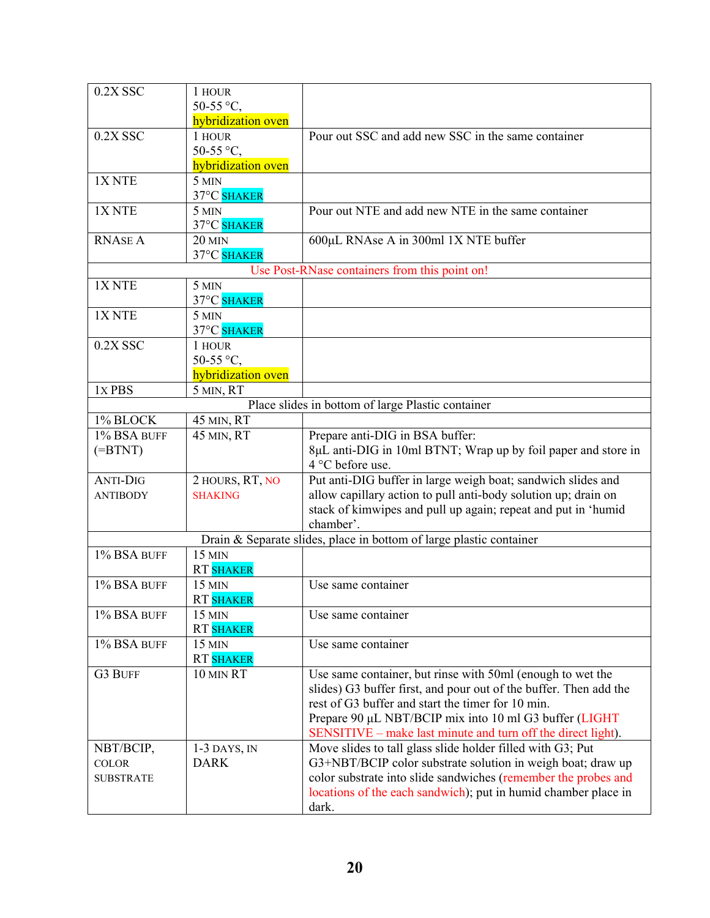| | | |
|---|---|---|
| 0.2X SSC | 1 HOUR<br>50-55 °C,<br>hybridization oven | |
| 0.2X SSC | 1 HOUR<br>50-55 °C,<br>hybridization oven | Pour out SSC and add new SSC in the same container |
| 1X NTE | 5 MIN<br>37°C SHAKER | |
| 1X NTE | 5 MIN<br>37°C SHAKER | Pour out NTE and add new NTE in the same container |
| RNASE A | 20 MIN<br>37°C SHAKER | 600µL RNAse A in 300ml 1X NTE buffer |
| Use Post-RNase containers from this point on! | | |
| 1X NTE | 5 MIN<br>37°C SHAKER | |
| 1X NTE | 5 MIN<br>37°C SHAKER | |
| 0.2X SSC | 1 HOUR<br>50-55 °C,<br>hybridization oven | |
| 1X PBS | 5 MIN, RT | |
| Place slides in bottom of large Plastic container | | |
| 1% BLOCK | 45 MIN, RT | |
| 1% BSA BUFF (=BTNT) | 45 MIN, RT | Prepare anti-DIG in BSA buffer:<br>8µL anti-DIG in 10ml BTNT; Wrap up by foil paper and store in 4 °C before use. |
| ANTI-DIG ANTIBODY | 2 HOURS, RT, NO SHAKING | Put anti-DIG buffer in large weigh boat; sandwich slides and allow capillary action to pull anti-body solution up; drain on stack of kimwipes and pull up again; repeat and put in 'humid chamber'. |
| Drain & Separate slides, place in bottom of large plastic container | | |
| 1% BSA BUFF | 15 MIN<br>RT SHAKER | |
| 1% BSA BUFF | 15 MIN<br>RT SHAKER | Use same container |
| 1% BSA BUFF | 15 MIN<br>RT SHAKER | Use same container |
| 1% BSA BUFF | 15 MIN<br>RT SHAKER | Use same container |
| G3 BUFF | 10 MIN RT | Use same container, but rinse with 50ml (enough to wet the slides) G3 buffer first, and pour out of the buffer. Then add the rest of G3 buffer and start the timer for 10 min.<br>Prepare 90 µL NBT/BCIP mix into 10 ml G3 buffer (LIGHT SENSITIVE – make last minute and turn off the direct light). |
| NBT/BCIP, COLOR SUBSTRATE | 1-3 DAYS, IN DARK | Move slides to tall glass slide holder filled with G3; Put G3+NBT/BCIP color substrate solution in weigh boat; draw up color substrate into slide sandwiches (remember the probes and locations of the each sandwich); put in humid chamber place in dark. |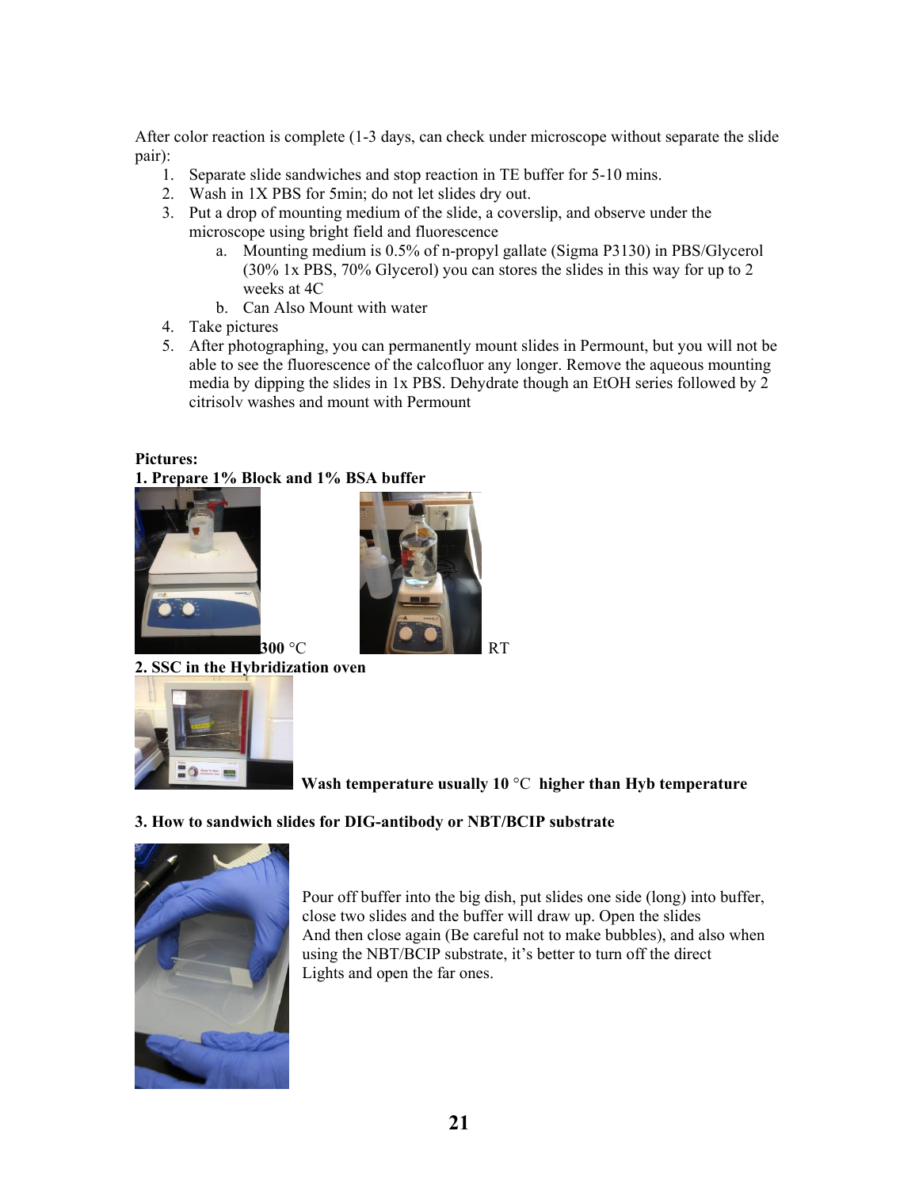After color reaction is complete (1-3 days, can check under microscope without separate the slide pair):

1. Separate slide sandwiches and stop reaction in TE buffer for 5-10 mins.
2. Wash in 1X PBS for 5min; do not let slides dry out.
3. Put a drop of mounting medium of the slide, a coverslip, and observe under the microscope using bright field and fluorescence
   a. Mounting medium is 0.5% of n-propyl gallate (Sigma P3130) in PBS/Glycerol (30% 1x PBS, 70% Glycerol) you can stores the slides in this way for up to 2 weeks at 4C
   b. Can Also Mount with water
4. Take pictures
5. After photographing, you can permanently mount slides in Permount, but you will not be able to see the fluorescence of the calcofluor any longer. Remove the aqueous mounting media by dipping the slides in 1x PBS. Dehydrate though an EtOH series followed by 2 citrisolv washes and mount with Permount

**Pictures:**

**1. Prepare 1% Block and 1% BSA buffer**

**300** °C RT

**2. SSC in the Hybridization oven**

**Wash temperature usually 10** °C **higher than Hyb temperature**

**3. How to sandwich slides for DIG-antibody or NBT/BCIP substrate**

Pour off buffer into the big dish, put slides one side (long) into buffer, close two slides and the buffer will draw up. Open the slides And then close again (Be careful not to make bubbles), and also when using the NBT/BCIP substrate, it's better to turn off the direct Lights and open the far ones.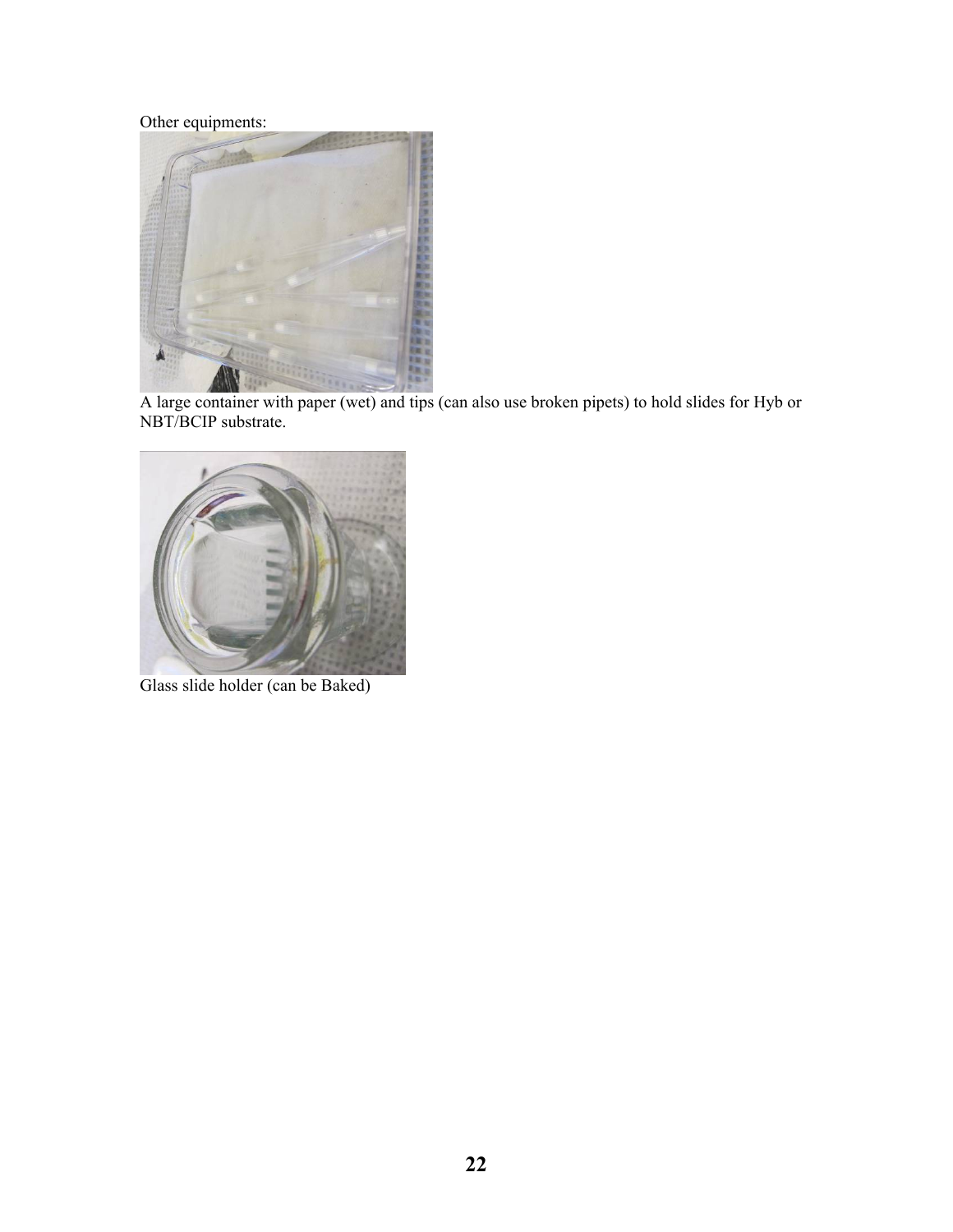Other equipments:

A large container with paper (wet) and tips (can also use broken pipets) to hold slides for Hyb or NBT/BCIP substrate.

Glass slide holder (can be Baked)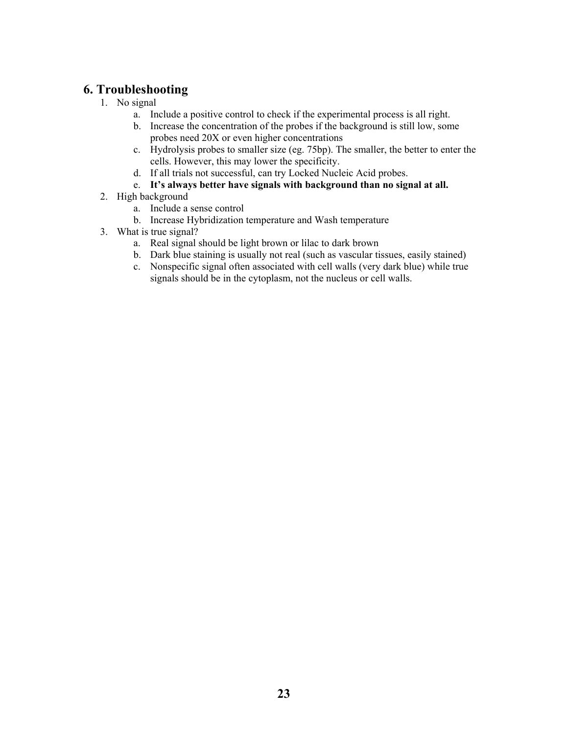## 6. Troubleshooting

1. No signal
    a. Include a positive control to check if the experimental process is all right.
    b. Increase the concentration of the probes if the background is still low, some probes need 20X or even higher concentrations
    c. Hydrolysis probes to smaller size (eg. 75bp). The smaller, the better to enter the cells. However, this may lower the specificity.
    d. If all trials not successful, can try Locked Nucleic Acid probes.
    e. **It's always better have signals with background than no signal at all.**
2. High background
    a. Include a sense control
    b. Increase Hybridization temperature and Wash temperature
3. What is true signal?
    a. Real signal should be light brown or lilac to dark brown
    b. Dark blue staining is usually not real (such as vascular tissues, easily stained)
    c. Nonspecific signal often associated with cell walls (very dark blue) while true signals should be in the cytoplasm, not the nucleus or cell walls.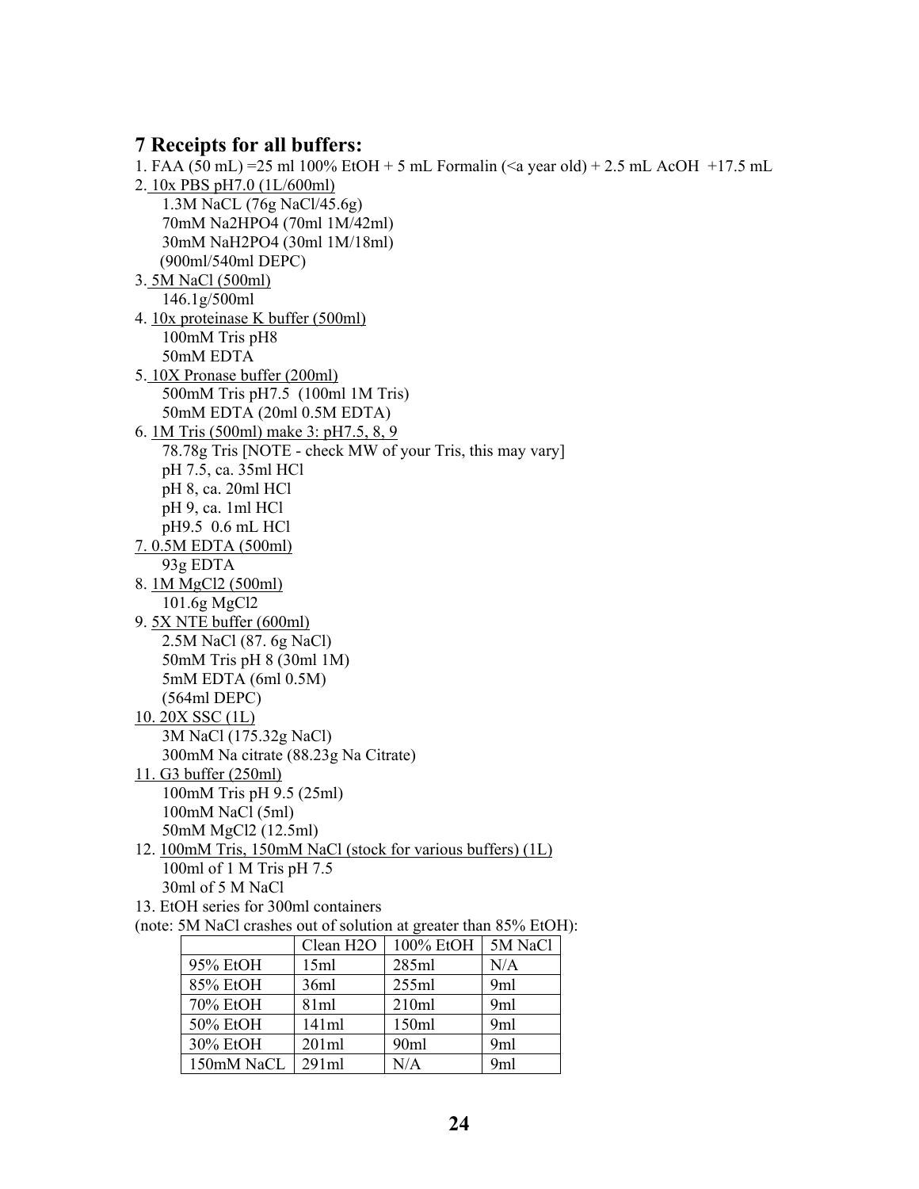## 7 Receipts for all buffers:

1. FAA (50 mL) =25 ml 100% EtOH + 5 mL Formalin (<a year old) + 2.5 mL AcOH +17.5 mL
2. <u>10x PBS pH7.0 (1L/600ml)</u>
   - 1.3M NaCL (76g NaCl/45.6g)
   - 70mM $Na_2HPO_4$ (70ml 1M/42ml)
   - 30mM $NaH_2PO_4$ (30ml 1M/18ml)
   - (900ml/540ml DEPC)
3. <u>5M NaCl (500ml)</u>
   - 146.1g/500ml
4. <u>10x proteinase K buffer (500ml)</u>
   - 100mM Tris pH8
   - 50mM EDTA
5. <u>10X Pronase buffer (200ml)</u>
   - 500mM Tris pH7.5 (100ml 1M Tris)
   - 50mM EDTA (20ml 0.5M EDTA)
6. <u>1M Tris (500ml) make 3: pH7.5, 8, 9</u>
   - 78.78g Tris [NOTE - check MW of your Tris, this may vary]
   - pH 7.5, ca. 35ml HCl
   - pH 8, ca. 20ml HCl
   - pH 9, ca. 1ml HCl
   - pH9.5 0.6 mL HCl
7. <u>0.5M EDTA (500ml)</u>
   - 93g EDTA
8. <u>1M $MgCl_2$ (500ml)</u>
   - 101.6g $MgCl_2$
9. <u>5X NTE buffer (600ml)</u>
   - 2.5M NaCl (87. 6g NaCl)
   - 50mM Tris pH 8 (30ml 1M)
   - 5mM EDTA (6ml 0.5M)
   - (564ml DEPC)
10. <u>20X SSC (1L)</u>
    - 3M NaCl (175.32g NaCl)
    - 300mM Na citrate (88.23g Na Citrate)
11. <u>G3 buffer (250ml)</u>
    - 100mM Tris pH 9.5 (25ml)
    - 100mM NaCl (5ml)
    - 50mM $MgCl_2$ (12.5ml)
12. <u>100mM Tris, 150mM NaCl (stock for various buffers) (1L)</u>
    - 100ml of 1 M Tris pH 7.5
    - 30ml of 5 M NaCl
13. EtOH series for 300ml containers

(note: 5M NaCl crashes out of solution at greater than 85% EtOH):

| | Clean H2O | 100% EtOH | 5M NaCl |
|---|---|---|---|
| 95% EtOH | 15ml | 285ml | N/A |
| 85% EtOH | 36ml | 255ml | 9ml |
| 70% EtOH | 81ml | 210ml | 9ml |
| 50% EtOH | 141ml | 150ml | 9ml |
| 30% EtOH | 201ml | 90ml | 9ml |
| 150mM NaCL | 291ml | N/A | 9ml |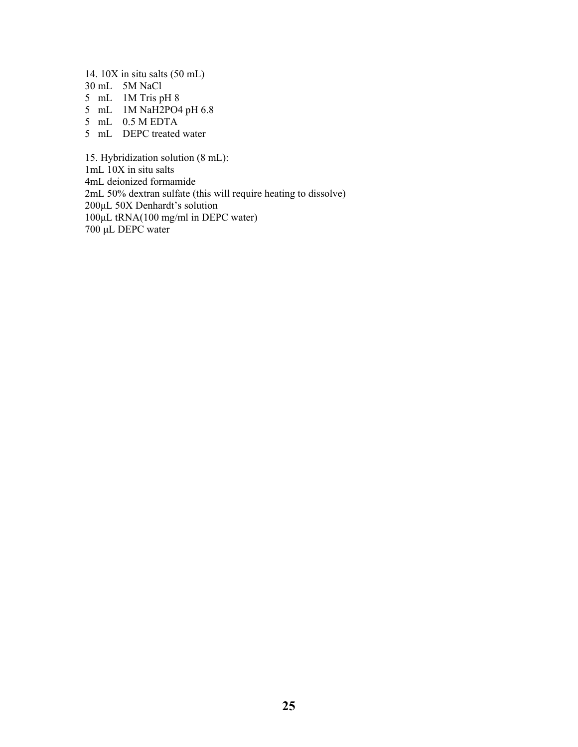14. 10X in situ salts (50 mL)
30 mL 5M NaCl
5 mL 1M Tris pH 8
5 mL 1M $NaH_2PO_4$ pH 6.8
5 mL 0.5 M EDTA
5 mL DEPC treated water

15. Hybridization solution (8 mL):
1mL 10X in situ salts
4mL deionized formamide
2mL 50% dextran sulfate (this will require heating to dissolve)
200µL 50X Denhardt's solution
100µL tRNA(100 mg/ml in DEPC water)
700 µL DEPC water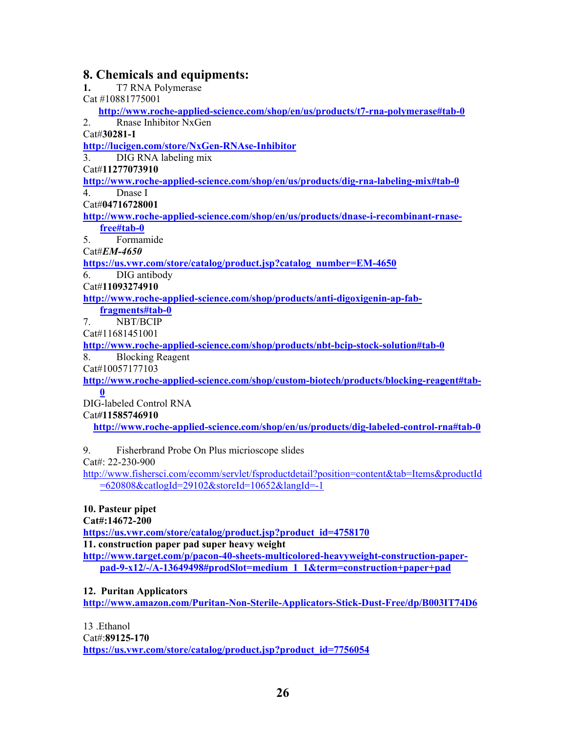## 8. Chemicals and equipments:

**1.** T7 RNA Polymerase
Cat #10881775001
**http://www.roche-applied-science.com/shop/en/us/products/t7-rna-polymerase#tab-0**

2. Rnase Inhibitor NxGen
Cat#**30281-1**
**http://lucigen.com/store/NxGen-RNAse-Inhibitor**

3. DIG RNA labeling mix
Cat#**11277073910**
**http://www.roche-applied-science.com/shop/en/us/products/dig-rna-labeling-mix#tab-0**

4. Dnase I
Cat#**04716728001**
**http://www.roche-applied-science.com/shop/en/us/products/dnase-i-recombinant-rnase-free#tab-0**

5. Formamide
Cat#***EM-4650***
**https://us.vwr.com/store/catalog/product.jsp?catalog_number=EM-4650**

6. DIG antibody
Cat#**11093274910**
**http://www.roche-applied-science.com/shop/products/anti-digoxigenin-ap-fab-fragments#tab-0**

7. NBT/BCIP
Cat#11681451001
**http://www.roche-applied-science.com/shop/products/nbt-bcip-stock-solution#tab-0**

8. Blocking Reagent
Cat#10057177103
**http://www.roche-applied-science.com/shop/custom-biotech/products/blocking-reagent#tab-0**

DIG-labeled Control RNA
Cat#**11585746910**
**http://www.roche-applied-science.com/shop/en/us/products/dig-labeled-control-rna#tab-0**

9. Fisherbrand Probe On Plus micrioscope slides
Cat#: 22-230-900
http://www.fishersci.com/ecomm/servlet/fsproductdetail?position=content&tab=Items&productId=620808&catlogId=29102&storeId=10652&langId=-1

**10. Pasteur pipet**
**Cat#:14672-200**
**https://us.vwr.com/store/catalog/product.jsp?product_id=4758170**

**11. construction paper pad super heavy weight**
**http://www.target.com/p/pacon-40-sheets-multicolored-heavyweight-construction-paper-pad-9-x12/-/A-13649498#prodSlot=medium_1_1&term=construction+paper+pad**

**12. Puritan Applicators**
**http://www.amazon.com/Puritan-Non-Sterile-Applicators-Stick-Dust-Free/dp/B003IT74D6**

13 .Ethanol
Cat#:**89125-170**
**https://us.vwr.com/store/catalog/product.jsp?product_id=7756054**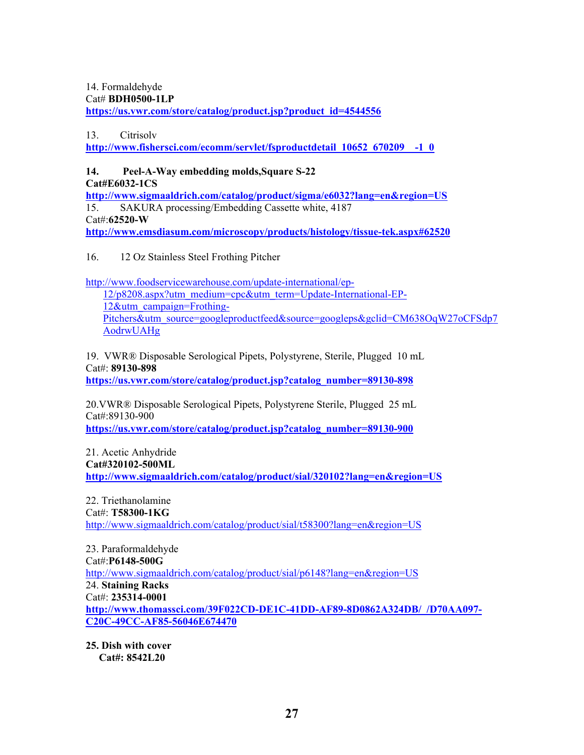14. Formaldehyde
Cat# **BDH0500-1LP**
**https://us.vwr.com/store/catalog/product.jsp?product_id=4544556**

13. Citrisolv
**http://www.fishersci.com/ecomm/servlet/fsproductdetail_10652_670209__-1_0**

**14. Peel-A-Way embedding molds,Square S-22**
**Cat#E6032-1CS**
**http://www.sigmaaldrich.com/catalog/product/sigma/e6032?lang=en&region=US**

15. SAKURA processing/Embedding Cassette white, 4187
Cat#:**62520-W**
**http://www.emsdiasum.com/microscopy/products/histology/tissue-tek.aspx#62520**

16. 12 Oz Stainless Steel Frothing Pitcher

http://www.foodservicewarehouse.com/update-international/ep-12/p8208.aspx?utm_medium=cpc&utm_term=Update-International-EP-12&utm_campaign=Frothing-Pitchers&utm_source=googleproductfeed&source=googleps&gclid=CM638OqW27oCFSdp7AodrwUAHg

19. VWR® Disposable Serological Pipets, Polystyrene, Sterile, Plugged 10 mL
Cat#: **89130-898**
**https://us.vwr.com/store/catalog/product.jsp?catalog_number=89130-898**

20.VWR® Disposable Serological Pipets, Polystyrene Sterile, Plugged 25 mL
Cat#:89130-900
**https://us.vwr.com/store/catalog/product.jsp?catalog_number=89130-900**

21. Acetic Anhydride
**Cat#320102-500ML**
**http://www.sigmaaldrich.com/catalog/product/sial/320102?lang=en&region=US**

22. Triethanolamine
Cat#: **T58300-1KG**
http://www.sigmaaldrich.com/catalog/product/sial/t58300?lang=en&region=US

23. Paraformaldehyde
Cat#:**P6148-500G**
http://www.sigmaaldrich.com/catalog/product/sial/p6148?lang=en&region=US

24. **Staining Racks**
Cat#: **235314-0001**
**http://www.thomassci.com/39F022CD-DE1C-41DD-AF89-8D0862A324DB/_/D70AA097-C20C-49CC-AF85-56046E674470**

**25. Dish with cover**
**Cat#: 8542L20**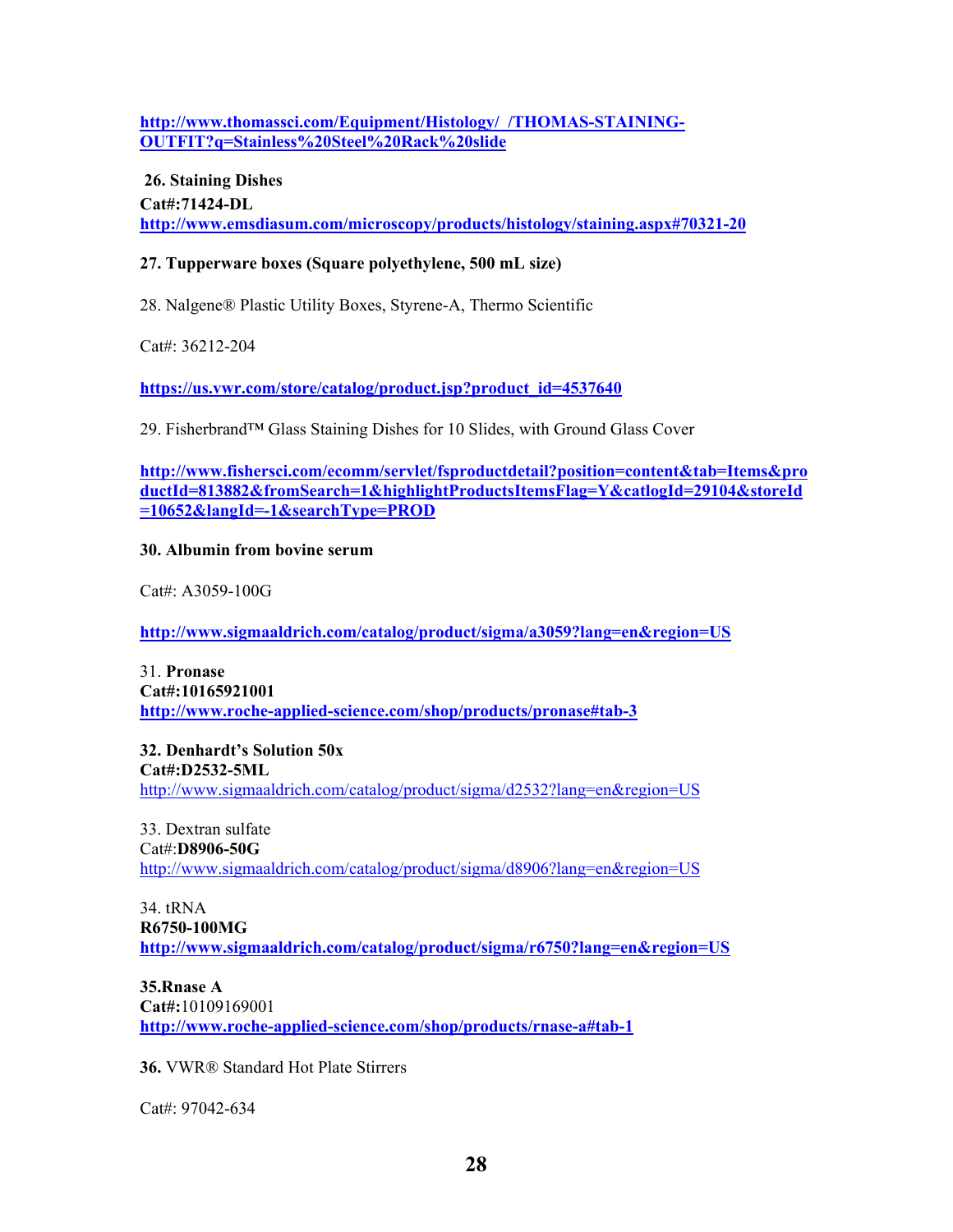**http://www.thomassci.com/Equipment/Histology/_/THOMAS-STAINING-OUTFIT?q=Stainless%20Steel%20Rack%20slide**

**26. Staining Dishes**
**Cat#:71424-DL**
**http://www.emsdiasum.com/microscopy/products/histology/staining.aspx#70321-20**

**27. Tupperware boxes (Square polyethylene, 500 mL size)**

28. Nalgene® Plastic Utility Boxes, Styrene-A, Thermo Scientific

Cat#: 36212-204

**https://us.vwr.com/store/catalog/product.jsp?product_id=4537640**

29. Fisherbrand™ Glass Staining Dishes for 10 Slides, with Ground Glass Cover

**http://www.fishersci.com/ecomm/servlet/fsproductdetail?position=content&tab=Items&productId=813882&fromSearch=1&highlightProductsItemsFlag=Y&catlogId=29104&storeId=10652&langId=-1&searchType=PROD**

**30. Albumin from bovine serum**

Cat#: A3059-100G

**http://www.sigmaaldrich.com/catalog/product/sigma/a3059?lang=en&region=US**

31. **Pronase**
**Cat#:10165921001**
**http://www.roche-applied-science.com/shop/products/pronase#tab-3**

**32. Denhardt's Solution 50x**
**Cat#:D2532-5ML**
http://www.sigmaaldrich.com/catalog/product/sigma/d2532?lang=en&region=US

33. Dextran sulfate
Cat#:**D8906-50G**
http://www.sigmaaldrich.com/catalog/product/sigma/d8906?lang=en&region=US

34. tRNA
**R6750-100MG**
**http://www.sigmaaldrich.com/catalog/product/sigma/r6750?lang=en&region=US**

**35.Rnase A**
**Cat#:**10109169001
**http://www.roche-applied-science.com/shop/products/rnase-a#tab-1**

**36.** VWR® Standard Hot Plate Stirrers

Cat#: 97042-634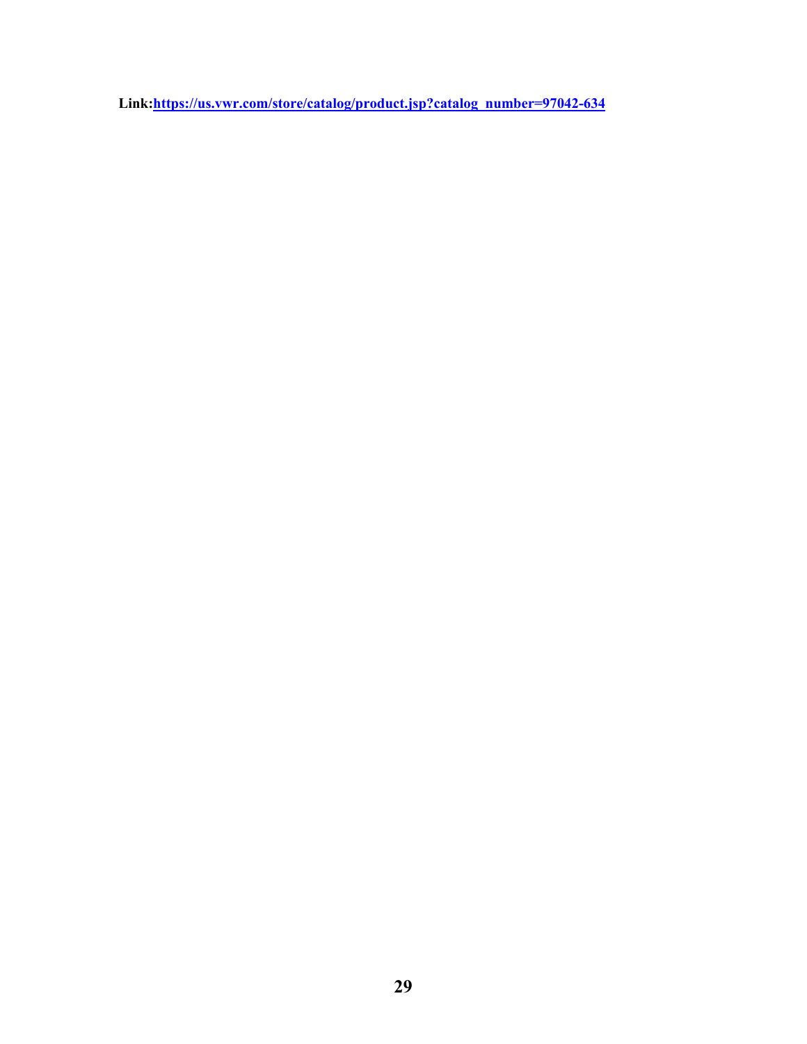**Link:**[**https://us.vwr.com/store/catalog/product.jsp?catalog_number=97042-634**](https://us.vwr.com/store/catalog/product.jsp?catalog_number=97042-634)